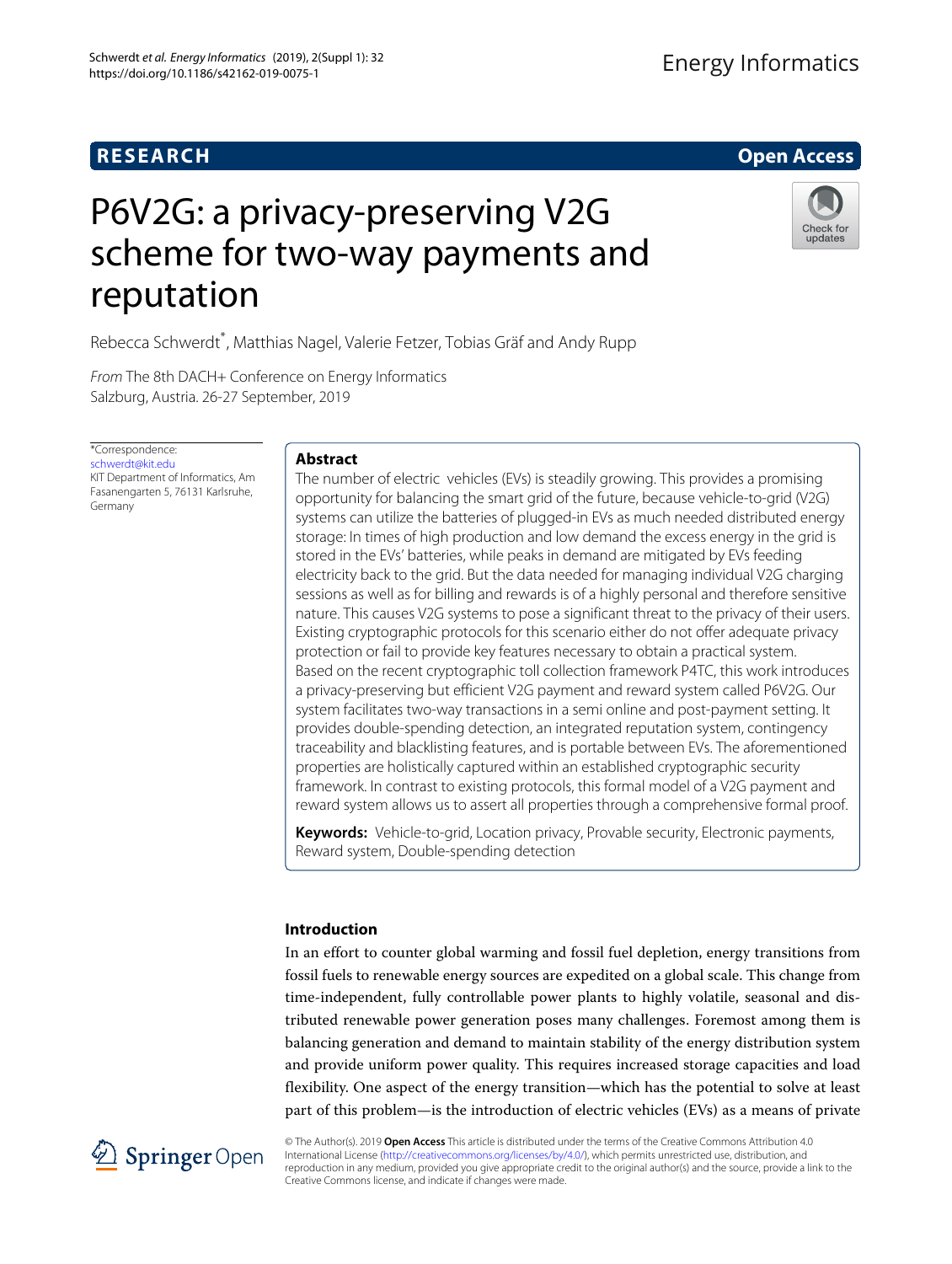RESEARCH

Open Access

# P6V2G: a privacy-preserving V2G scheme for two-way payments and reputation

Rebecca Schwerdt*, Matthias Nagel, Valerie Fetzer, Tobias Gräf and Andy Rupp

*From* The 8th DACH+ Conference on Energy Informatics
Salzburg, Austria. 26-27 September, 2019

*Correspondence: schwerdt@kit.edu
KIT Department of Informatics, Am Fasanengarten 5, 76131 Karlsruhe, Germany

## Abstract

The number of electric vehicles (EVs) is steadily growing. This provides a promising opportunity for balancing the smart grid of the future, because vehicle-to-grid (V2G) systems can utilize the batteries of plugged-in EVs as much needed distributed energy storage: In times of high production and low demand the excess energy in the grid is stored in the EVs' batteries, while peaks in demand are mitigated by EVs feeding electricity back to the grid. But the data needed for managing individual V2G charging sessions as well as for billing and rewards is of a highly personal and therefore sensitive nature. This causes V2G systems to pose a significant threat to the privacy of their users. Existing cryptographic protocols for this scenario either do not offer adequate privacy protection or fail to provide key features necessary to obtain a practical system.

Based on the recent cryptographic toll collection framework P4TC, this work introduces a privacy-preserving but efficient V2G payment and reward system called P6V2G. Our system facilitates two-way transactions in a semi online and post-payment setting. It provides double-spending detection, an integrated reputation system, contingency traceability and blacklisting features, and is portable between EVs. The aforementioned properties are holistically captured within an established cryptographic security framework. In contrast to existing protocols, this formal model of a V2G payment and reward system allows us to assert all properties through a comprehensive formal proof.

**Keywords:** Vehicle-to-grid, Location privacy, Provable security, Electronic payments, Reward system, Double-spending detection

## Introduction

In an effort to counter global warming and fossil fuel depletion, energy transitions from fossil fuels to renewable energy sources are expedited on a global scale. This change from time-independent, fully controllable power plants to highly volatile, seasonal and distributed renewable power generation poses many challenges. Foremost among them is balancing generation and demand to maintain stability of the energy distribution system and provide uniform power quality. This requires increased storage capacities and load flexibility. One aspect of the energy transition—which has the potential to solve at least part of this problem—is the introduction of electric vehicles (EVs) as a means of private

© The Author(s). 2019 **Open Access** This article is distributed under the terms of the Creative Commons Attribution 4.0 International License (http://creativecommons.org/licenses/by/4.0/), which permits unrestricted use, distribution, and reproduction in any medium, provided you give appropriate credit to the original author(s) and the source, provide a link to the Creative Commons license, and indicate if changes were made.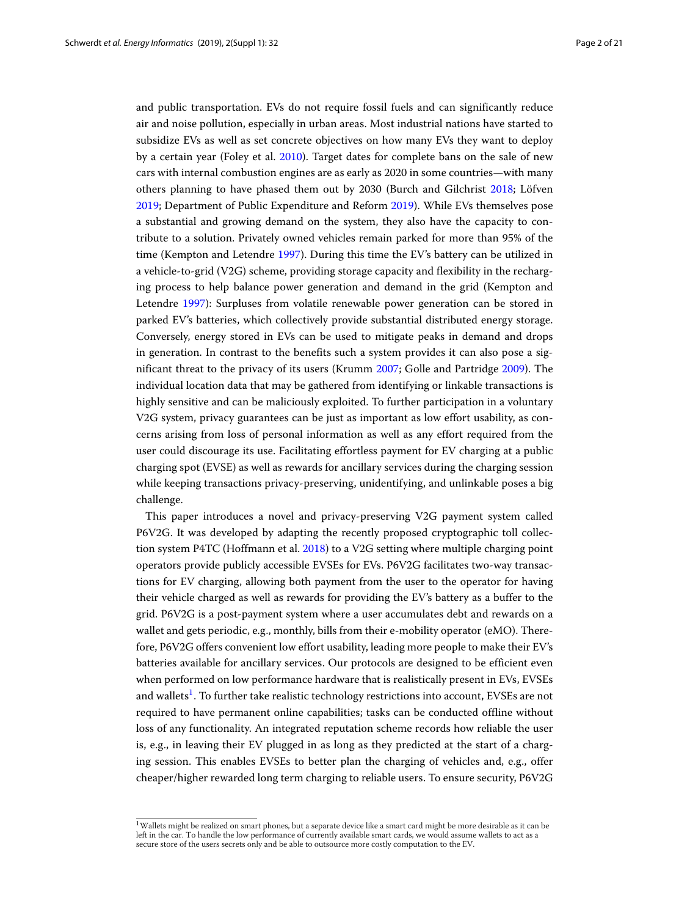and public transportation. EVs do not require fossil fuels and can significantly reduce air and noise pollution, especially in urban areas. Most industrial nations have started to subsidize EVs as well as set concrete objectives on how many EVs they want to deploy by a certain year (Foley et al. 2010). Target dates for complete bans on the sale of new cars with internal combustion engines are as early as 2020 in some countries—with many others planning to have phased them out by 2030 (Burch and Gilchrist 2018; Löfven 2019; Department of Public Expenditure and Reform 2019). While EVs themselves pose a substantial and growing demand on the system, they also have the capacity to contribute to a solution. Privately owned vehicles remain parked for more than 95% of the time (Kempton and Letendre 1997). During this time the EV's battery can be utilized in a vehicle-to-grid (V2G) scheme, providing storage capacity and flexibility in the recharging process to help balance power generation and demand in the grid (Kempton and Letendre 1997): Surpluses from volatile renewable power generation can be stored in parked EV's batteries, which collectively provide substantial distributed energy storage. Conversely, energy stored in EVs can be used to mitigate peaks in demand and drops in generation. In contrast to the benefits such a system provides it can also pose a significant threat to the privacy of its users (Krumm 2007; Golle and Partridge 2009). The individual location data that may be gathered from identifying or linkable transactions is highly sensitive and can be maliciously exploited. To further participation in a voluntary V2G system, privacy guarantees can be just as important as low effort usability, as concerns arising from loss of personal information as well as any effort required from the user could discourage its use. Facilitating effortless payment for EV charging at a public charging spot (EVSE) as well as rewards for ancillary services during the charging session while keeping transactions privacy-preserving, unidentifying, and unlinkable poses a big challenge.

This paper introduces a novel and privacy-preserving V2G payment system called P6V2G. It was developed by adapting the recently proposed cryptographic toll collection system P4TC (Hoffmann et al. 2018) to a V2G setting where multiple charging point operators provide publicly accessible EVSEs for EVs. P6V2G facilitates two-way transactions for EV charging, allowing both payment from the user to the operator for having their vehicle charged as well as rewards for providing the EV's battery as a buffer to the grid. P6V2G is a post-payment system where a user accumulates debt and rewards on a wallet and gets periodic, e.g., monthly, bills from their e-mobility operator (eMO). Therefore, P6V2G offers convenient low effort usability, leading more people to make their EV's batteries available for ancillary services. Our protocols are designed to be efficient even when performed on low performance hardware that is realistically present in EVs, EVSEs and wallets[1]. To further take realistic technology restrictions into account, EVSEs are not required to have permanent online capabilities; tasks can be conducted offline without loss of any functionality. An integrated reputation scheme records how reliable the user is, e.g., in leaving their EV plugged in as long as they predicted at the start of a charging session. This enables EVSEs to better plan the charging of vehicles and, e.g., offer cheaper/higher rewarded long term charging to reliable users. To ensure security, P6V2G

[1] Wallets might be realized on smart phones, but a separate device like a smart card might be more desirable as it can be left in the car. To handle the low performance of currently available smart cards, we would assume wallets to act as a secure store of the users secrets only and be able to outsource more costly computation to the EV.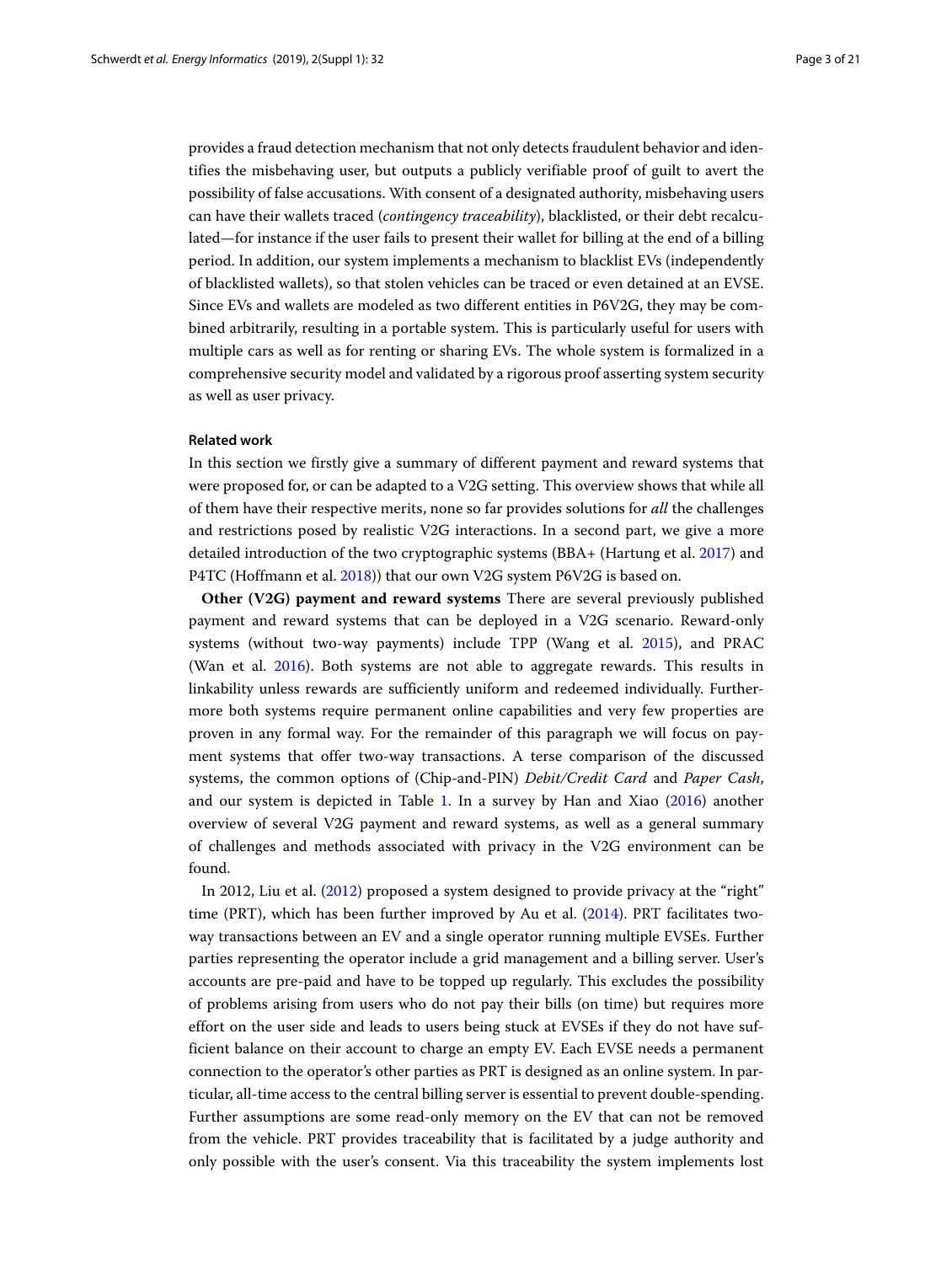provides a fraud detection mechanism that not only detects fraudulent behavior and identifies the misbehaving user, but outputs a publicly verifiable proof of guilt to avert the possibility of false accusations. With consent of a designated authority, misbehaving users can have their wallets traced (*contingency traceability*), blacklisted, or their debt recalculated—for instance if the user fails to present their wallet for billing at the end of a billing period. In addition, our system implements a mechanism to blacklist EVs (independently of blacklisted wallets), so that stolen vehicles can be traced or even detained at an EVSE. Since EVs and wallets are modeled as two different entities in P6V2G, they may be combined arbitrarily, resulting in a portable system. This is particularly useful for users with multiple cars as well as for renting or sharing EVs. The whole system is formalized in a comprehensive security model and validated by a rigorous proof asserting system security as well as user privacy.

### Related work

In this section we firstly give a summary of different payment and reward systems that were proposed for, or can be adapted to a V2G setting. This overview shows that while all of them have their respective merits, none so far provides solutions for *all* the challenges and restrictions posed by realistic V2G interactions. In a second part, we give a more detailed introduction of the two cryptographic systems (BBA+ (Hartung et al. 2017) and P4TC (Hoffmann et al. 2018)) that our own V2G system P6V2G is based on.

**Other (V2G) payment and reward systems** There are several previously published payment and reward systems that can be deployed in a V2G scenario. Reward-only systems (without two-way payments) include TPP (Wang et al. 2015), and PRAC (Wan et al. 2016). Both systems are not able to aggregate rewards. This results in linkability unless rewards are sufficiently uniform and redeemed individually. Furthermore both systems require permanent online capabilities and very few properties are proven in any formal way. For the remainder of this paragraph we will focus on payment systems that offer two-way transactions. A terse comparison of the discussed systems, the common options of (Chip-and-PIN) *Debit/Credit Card* and *Paper Cash*, and our system is depicted in Table 1. In a survey by Han and Xiao (2016) another overview of several V2G payment and reward systems, as well as a general summary of challenges and methods associated with privacy in the V2G environment can be found.

In 2012, Liu et al. (2012) proposed a system designed to provide privacy at the "right" time (PRT), which has been further improved by Au et al. (2014). PRT facilitates two-way transactions between an EV and a single operator running multiple EVSEs. Further parties representing the operator include a grid management and a billing server. User's accounts are pre-paid and have to be topped up regularly. This excludes the possibility of problems arising from users who do not pay their bills (on time) but requires more effort on the user side and leads to users being stuck at EVSEs if they do not have sufficient balance on their account to charge an empty EV. Each EVSE needs a permanent connection to the operator's other parties as PRT is designed as an online system. In particular, all-time access to the central billing server is essential to prevent double-spending. Further assumptions are some read-only memory on the EV that can not be removed from the vehicle. PRT provides traceability that is facilitated by a judge authority and only possible with the user's consent. Via this traceability the system implements lost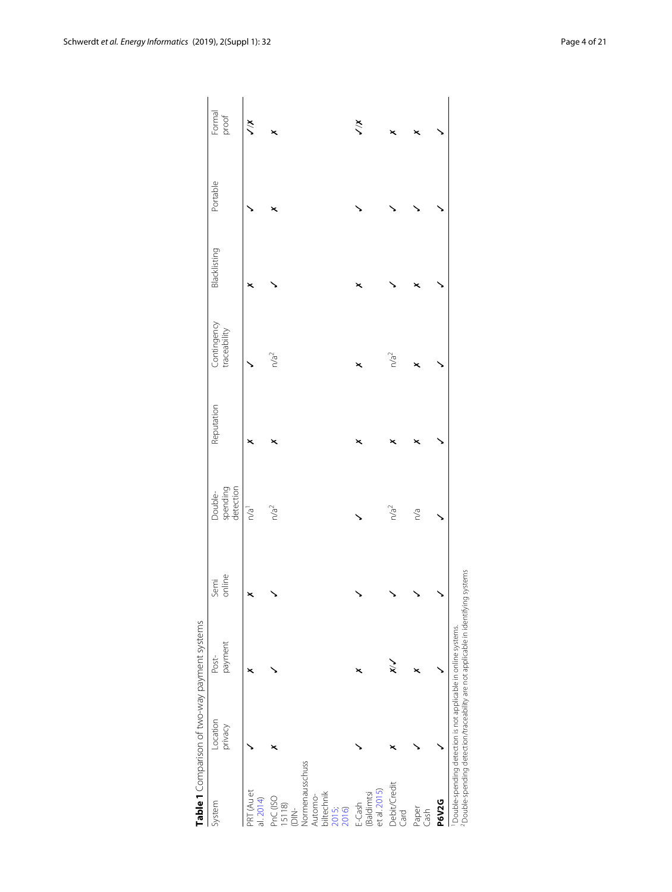**Table 1** Comparison of two-way payment systems

| System | Location privacy | Post-payment | Semi online | Double-spending detection | Reputation | Contingency traceability | Blacklisting | Portable | Formal proof |
|---|---|---|---|---|---|---|---|---|---|
| PRT (Au et al. 2014) | ✓ | ✗ | ✗ | n/a[1] | ✗ | ✓ | ✗ | ✓ | ✓/✗ |
| PnC (ISO 15118) (DIN-Normenausschuss Automobiltechnik 2015; 2016) | ✗ | ✓ | ✓ | n/a[2] | ✗ | n/a[2] | ✓ | ✗ | ✗ |
| E-Cash (Baldimtsi et al. 2015) | ✓ | ✗ | ✓ | ✓ | ✗ | ✗ | ✗ | ✓ | ✓/✗ |
| Debit/Credit Card | ✗ | ✗/✓ | ✓ | n/a[2] | ✗ | n/a[2] | ✓ | ✓ | ✗ |
| Paper Cash | ✓ | ✗ | ✓ | n/a | ✗ | ✗ | ✗ | ✓ | ✗ |
| **P6V2G** | ✓ | ✓ | ✓ | ✓ | ✓ | ✓ | ✓ | ✓ | ✓ |

[1] Double-spending detection is not applicable in online systems.
[2] Double-spending detection/traceability are not applicable in identifying systems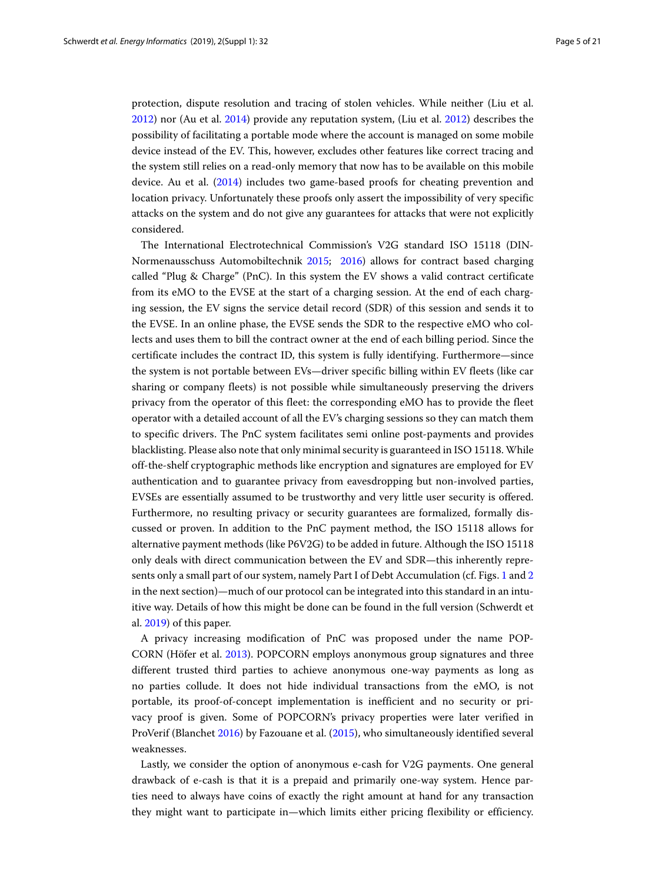protection, dispute resolution and tracing of stolen vehicles. While neither (Liu et al. 2012) nor (Au et al. 2014) provide any reputation system, (Liu et al. 2012) describes the possibility of facilitating a portable mode where the account is managed on some mobile device instead of the EV. This, however, excludes other features like correct tracing and the system still relies on a read-only memory that now has to be available on this mobile device. Au et al. (2014) includes two game-based proofs for cheating prevention and location privacy. Unfortunately these proofs only assert the impossibility of very specific attacks on the system and do not give any guarantees for attacks that were not explicitly considered.

The International Electrotechnical Commission's V2G standard ISO 15118 (DIN-Normenausschuss Automobiltechnik 2015; 2016) allows for contract based charging called "Plug & Charge" (PnC). In this system the EV shows a valid contract certificate from its eMO to the EVSE at the start of a charging session. At the end of each charging session, the EV signs the service detail record (SDR) of this session and sends it to the EVSE. In an online phase, the EVSE sends the SDR to the respective eMO who collects and uses them to bill the contract owner at the end of each billing period. Since the certificate includes the contract ID, this system is fully identifying. Furthermore—since the system is not portable between EVs—driver specific billing within EV fleets (like car sharing or company fleets) is not possible while simultaneously preserving the drivers privacy from the operator of this fleet: the corresponding eMO has to provide the fleet operator with a detailed account of all the EV's charging sessions so they can match them to specific drivers. The PnC system facilitates semi online post-payments and provides blacklisting. Please also note that only minimal security is guaranteed in ISO 15118. While off-the-shelf cryptographic methods like encryption and signatures are employed for EV authentication and to guarantee privacy from eavesdropping but non-involved parties, EVSEs are essentially assumed to be trustworthy and very little user security is offered. Furthermore, no resulting privacy or security guarantees are formalized, formally discussed or proven. In addition to the PnC payment method, the ISO 15118 allows for alternative payment methods (like P6V2G) to be added in future. Although the ISO 15118 only deals with direct communication between the EV and SDR—this inherently represents only a small part of our system, namely Part I of Debt Accumulation (cf. Figs. 1 and 2 in the next section)—much of our protocol can be integrated into this standard in an intuitive way. Details of how this might be done can be found in the full version (Schwerdt et al. 2019) of this paper.

A privacy increasing modification of PnC was proposed under the name POPCORN (Höfer et al. 2013). POPCORN employs anonymous group signatures and three different trusted third parties to achieve anonymous one-way payments as long as no parties collude. It does not hide individual transactions from the eMO, is not portable, its proof-of-concept implementation is inefficient and no security or privacy proof is given. Some of POPCORN's privacy properties were later verified in ProVerif (Blanchet 2016) by Fazouane et al. (2015), who simultaneously identified several weaknesses.

Lastly, we consider the option of anonymous e-cash for V2G payments. One general drawback of e-cash is that it is a prepaid and primarily one-way system. Hence parties need to always have coins of exactly the right amount at hand for any transaction they might want to participate in—which limits either pricing flexibility or efficiency.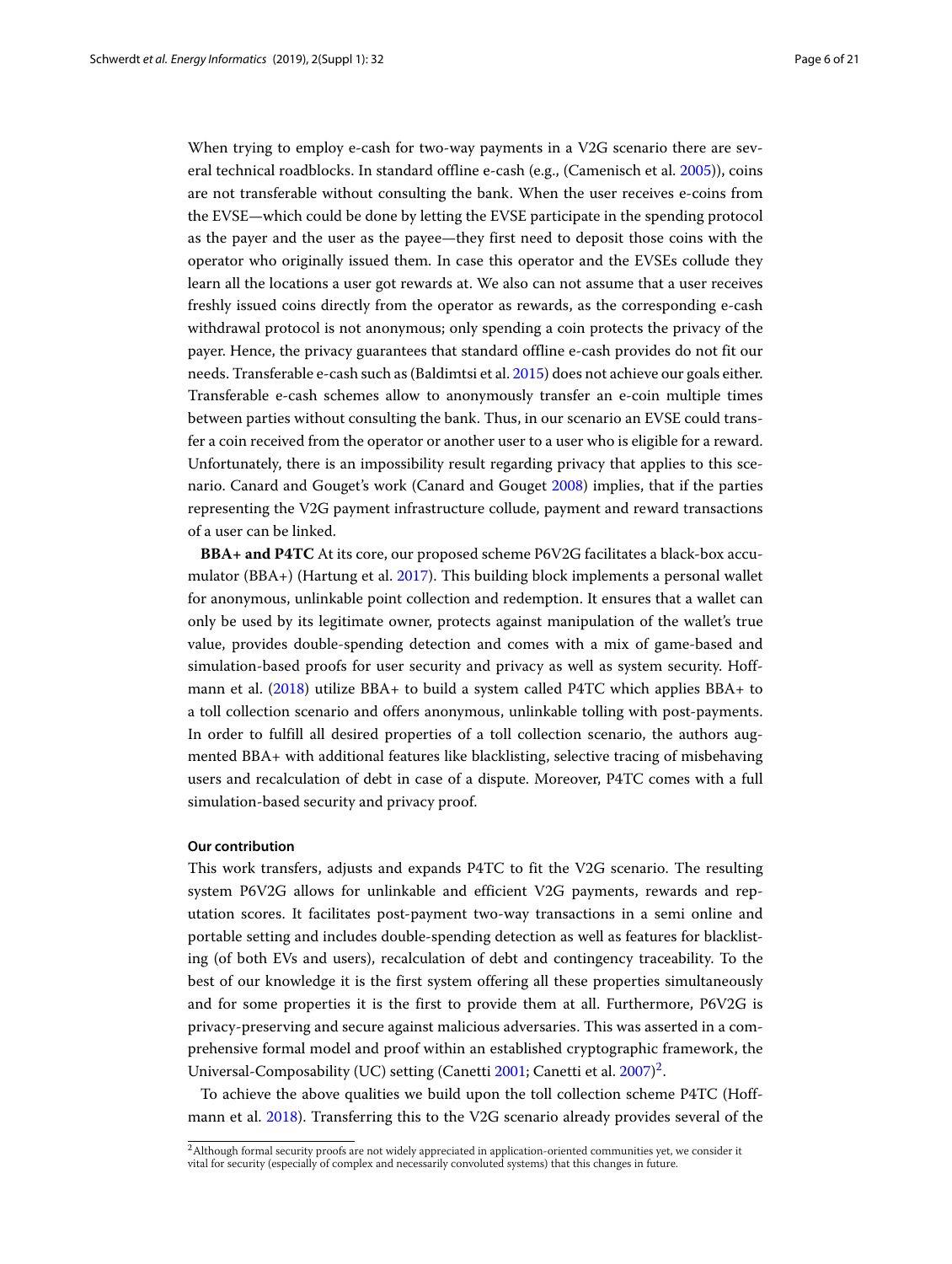When trying to employ e-cash for two-way payments in a V2G scenario there are several technical roadblocks. In standard offline e-cash (e.g., (Camenisch et al. 2005)), coins are not transferable without consulting the bank. When the user receives e-coins from the EVSE—which could be done by letting the EVSE participate in the spending protocol as the payer and the user as the payee—they first need to deposit those coins with the operator who originally issued them. In case this operator and the EVSEs collude they learn all the locations a user got rewards at. We also can not assume that a user receives freshly issued coins directly from the operator as rewards, as the corresponding e-cash withdrawal protocol is not anonymous; only spending a coin protects the privacy of the payer. Hence, the privacy guarantees that standard offline e-cash provides do not fit our needs. Transferable e-cash such as (Baldimtsi et al. 2015) does not achieve our goals either. Transferable e-cash schemes allow to anonymously transfer an e-coin multiple times between parties without consulting the bank. Thus, in our scenario an EVSE could transfer a coin received from the operator or another user to a user who is eligible for a reward. Unfortunately, there is an impossibility result regarding privacy that applies to this scenario. Canard and Gouget's work (Canard and Gouget 2008) implies, that if the parties representing the V2G payment infrastructure collude, payment and reward transactions of a user can be linked.

**BBA+ and P4TC** At its core, our proposed scheme P6V2G facilitates a black-box accumulator (BBA+) (Hartung et al. 2017). This building block implements a personal wallet for anonymous, unlinkable point collection and redemption. It ensures that a wallet can only be used by its legitimate owner, protects against manipulation of the wallet's true value, provides double-spending detection and comes with a mix of game-based and simulation-based proofs for user security and privacy as well as system security. Hoffmann et al. (2018) utilize BBA+ to build a system called P4TC which applies BBA+ to a toll collection scenario and offers anonymous, unlinkable tolling with post-payments. In order to fulfill all desired properties of a toll collection scenario, the authors augmented BBA+ with additional features like blacklisting, selective tracing of misbehaving users and recalculation of debt in case of a dispute. Moreover, P4TC comes with a full simulation-based security and privacy proof.

#### Our contribution

This work transfers, adjusts and expands P4TC to fit the V2G scenario. The resulting system P6V2G allows for unlinkable and efficient V2G payments, rewards and reputation scores. It facilitates post-payment two-way transactions in a semi online and portable setting and includes double-spending detection as well as features for blacklisting (of both EVs and users), recalculation of debt and contingency traceability. To the best of our knowledge it is the first system offering all these properties simultaneously and for some properties it is the first to provide them at all. Furthermore, P6V2G is privacy-preserving and secure against malicious adversaries. This was asserted in a comprehensive formal model and proof within an established cryptographic framework, the Universal-Composability (UC) setting (Canetti 2001; Canetti et al. 2007)[2].

To achieve the above qualities we build upon the toll collection scheme P4TC (Hoffmann et al. 2018). Transferring this to the V2G scenario already provides several of the

[2] Although formal security proofs are not widely appreciated in application-oriented communities yet, we consider it vital for security (especially of complex and necessarily convoluted systems) that this changes in future.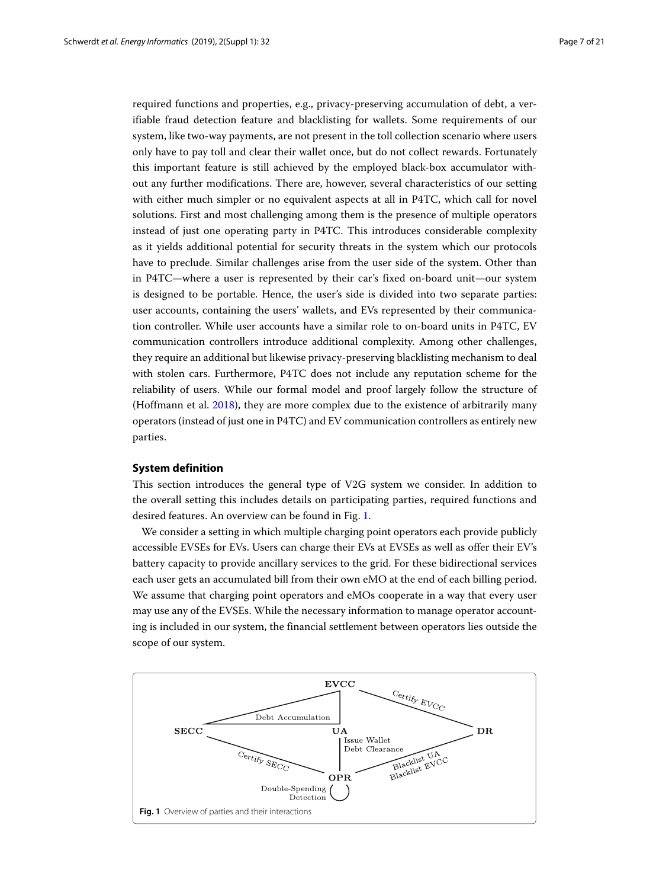required functions and properties, e.g., privacy-preserving accumulation of debt, a verifiable fraud detection feature and blacklisting for wallets. Some requirements of our system, like two-way payments, are not present in the toll collection scenario where users only have to pay toll and clear their wallet once, but do not collect rewards. Fortunately this important feature is still achieved by the employed black-box accumulator without any further modifications. There are, however, several characteristics of our setting with either much simpler or no equivalent aspects at all in P4TC, which call for novel solutions. First and most challenging among them is the presence of multiple operators instead of just one operating party in P4TC. This introduces considerable complexity as it yields additional potential for security threats in the system which our protocols have to preclude. Similar challenges arise from the user side of the system. Other than in P4TC—where a user is represented by their car's fixed on-board unit—our system is designed to be portable. Hence, the user's side is divided into two separate parties: user accounts, containing the users' wallets, and EVs represented by their communication controller. While user accounts have a similar role to on-board units in P4TC, EV communication controllers introduce additional complexity. Among other challenges, they require an additional but likewise privacy-preserving blacklisting mechanism to deal with stolen cars. Furthermore, P4TC does not include any reputation scheme for the reliability of users. While our formal model and proof largely follow the structure of (Hoffmann et al. 2018), they are more complex due to the existence of arbitrarily many operators (instead of just one in P4TC) and EV communication controllers as entirely new parties.

## System definition

This section introduces the general type of V2G system we consider. In addition to the overall setting this includes details on participating parties, required functions and desired features. An overview can be found in Fig. 1.

We consider a setting in which multiple charging point operators each provide publicly accessible EVSEs for EVs. Users can charge their EVs at EVSEs as well as offer their EV's battery capacity to provide ancillary services to the grid. For these bidirectional services each user gets an accumulated bill from their own eMO at the end of each billing period. We assume that charging point operators and eMOs cooperate in a way that every user may use any of the EVSEs. While the necessary information to manage operator accounting is included in our system, the financial settlement between operators lies outside the scope of our system.

EVCC — Certify EVCC — DR; SECC — Debt Accumulation — EVCC/UA; UA — Issue Wallet, Debt Clearance — OPR; SECC — Certify SECC — OPR; OPR — Blacklist UA, Blacklist EVCC — DR; OPR — Double-Spending Detection (self-loop)

**Fig. 1** Overview of parties and their interactions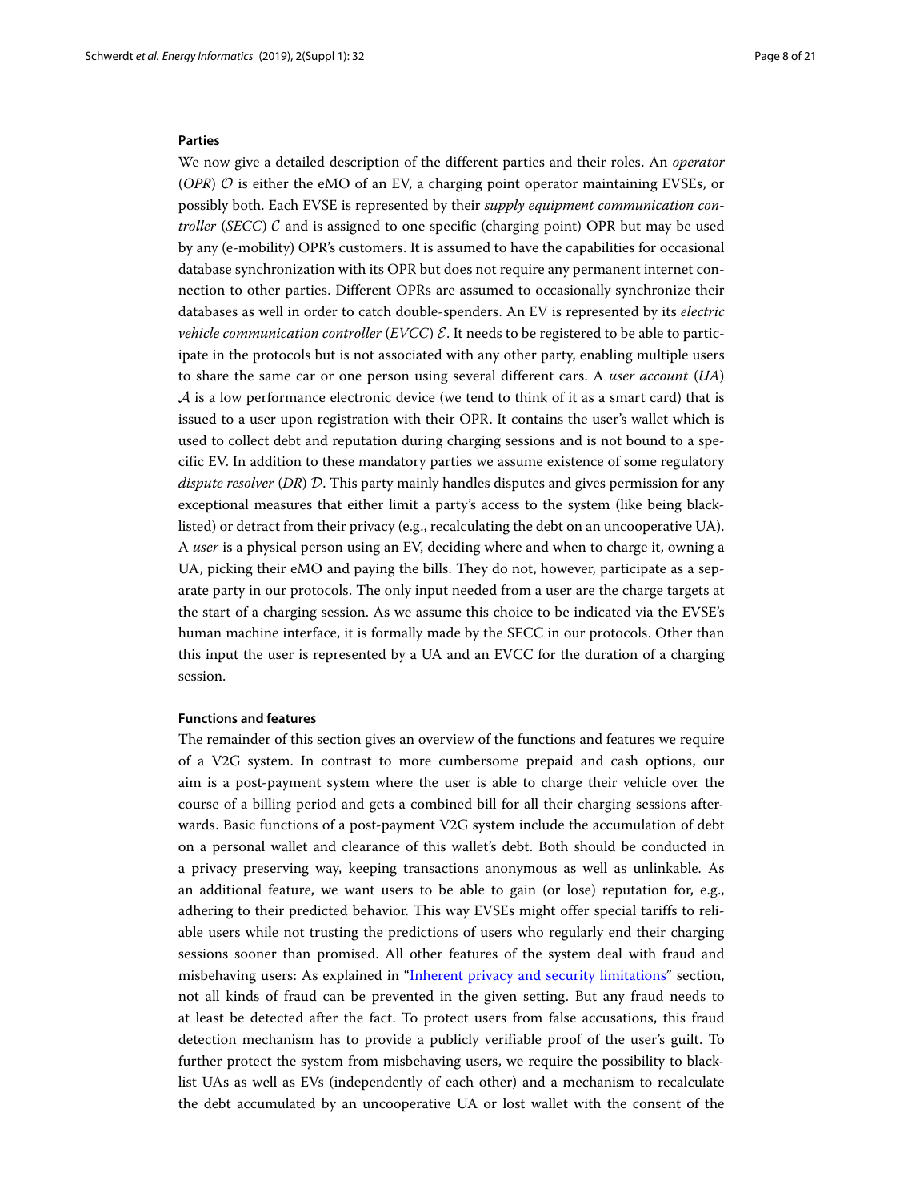#### Parties

We now give a detailed description of the different parties and their roles. An *operator* (*OPR*) $\mathcal{O}$ is either the eMO of an EV, a charging point operator maintaining EVSEs, or possibly both. Each EVSE is represented by their *supply equipment communication controller* (*SECC*) $\mathcal{C}$ and is assigned to one specific (charging point) OPR but may be used by any (e-mobility) OPR's customers. It is assumed to have the capabilities for occasional database synchronization with its OPR but does not require any permanent internet connection to other parties. Different OPRs are assumed to occasionally synchronize their databases as well in order to catch double-spenders. An EV is represented by its *electric vehicle communication controller* (*EVCC*) $\mathcal{E}$. It needs to be registered to be able to participate in the protocols but is not associated with any other party, enabling multiple users to share the same car or one person using several different cars. A *user account* (*UA*) $\mathcal{A}$ is a low performance electronic device (we tend to think of it as a smart card) that is issued to a user upon registration with their OPR. It contains the user's wallet which is used to collect debt and reputation during charging sessions and is not bound to a specific EV. In addition to these mandatory parties we assume existence of some regulatory *dispute resolver* (*DR*) $\mathcal{D}$. This party mainly handles disputes and gives permission for any exceptional measures that either limit a party's access to the system (like being blacklisted) or detract from their privacy (e.g., recalculating the debt on an uncooperative UA). A *user* is a physical person using an EV, deciding where and when to charge it, owning a UA, picking their eMO and paying the bills. They do not, however, participate as a separate party in our protocols. The only input needed from a user are the charge targets at the start of a charging session. As we assume this choice to be indicated via the EVSE's human machine interface, it is formally made by the SECC in our protocols. Other than this input the user is represented by a UA and an EVCC for the duration of a charging session.

#### Functions and features

The remainder of this section gives an overview of the functions and features we require of a V2G system. In contrast to more cumbersome prepaid and cash options, our aim is a post-payment system where the user is able to charge their vehicle over the course of a billing period and gets a combined bill for all their charging sessions afterwards. Basic functions of a post-payment V2G system include the accumulation of debt on a personal wallet and clearance of this wallet's debt. Both should be conducted in a privacy preserving way, keeping transactions anonymous as well as unlinkable. As an additional feature, we want users to be able to gain (or lose) reputation for, e.g., adhering to their predicted behavior. This way EVSEs might offer special tariffs to reliable users while not trusting the predictions of users who regularly end their charging sessions sooner than promised. All other features of the system deal with fraud and misbehaving users: As explained in "Inherent privacy and security limitations" section, not all kinds of fraud can be prevented in the given setting. But any fraud needs to at least be detected after the fact. To protect users from false accusations, this fraud detection mechanism has to provide a publicly verifiable proof of the user's guilt. To further protect the system from misbehaving users, we require the possibility to blacklist UAs as well as EVs (independently of each other) and a mechanism to recalculate the debt accumulated by an uncooperative UA or lost wallet with the consent of the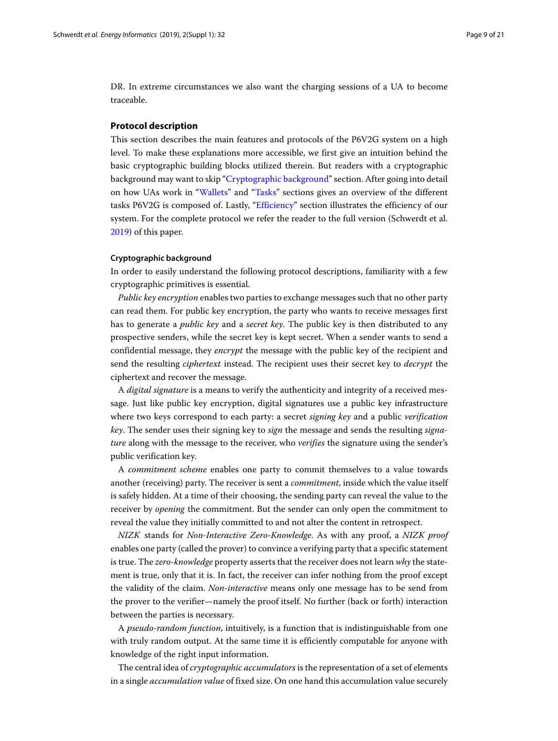DR. In extreme circumstances we also want the charging sessions of a UA to become traceable.

## Protocol description

This section describes the main features and protocols of the P6V2G system on a high level. To make these explanations more accessible, we first give an intuition behind the basic cryptographic building blocks utilized therein. But readers with a cryptographic background may want to skip "Cryptographic background" section. After going into detail on how UAs work in "Wallets" and "Tasks" sections gives an overview of the different tasks P6V2G is composed of. Lastly, "Efficiency" section illustrates the efficiency of our system. For the complete protocol we refer the reader to the full version (Schwerdt et al. 2019) of this paper.

### Cryptographic background

In order to easily understand the following protocol descriptions, familiarity with a few cryptographic primitives is essential.

*Public key encryption* enables two parties to exchange messages such that no other party can read them. For public key encryption, the party who wants to receive messages first has to generate a *public key* and a *secret key*. The public key is then distributed to any prospective senders, while the secret key is kept secret. When a sender wants to send a confidential message, they *encrypt* the message with the public key of the recipient and send the resulting *ciphertext* instead. The recipient uses their secret key to *decrypt* the ciphertext and recover the message.

A *digital signature* is a means to verify the authenticity and integrity of a received message. Just like public key encryption, digital signatures use a public key infrastructure where two keys correspond to each party: a secret *signing key* and a public *verification key*. The sender uses their signing key to *sign* the message and sends the resulting *signature* along with the message to the receiver, who *verifies* the signature using the sender's public verification key.

A *commitment scheme* enables one party to commit themselves to a value towards another (receiving) party. The receiver is sent a *commitment*, inside which the value itself is safely hidden. At a time of their choosing, the sending party can reveal the value to the receiver by *opening* the commitment. But the sender can only open the commitment to reveal the value they initially committed to and not alter the content in retrospect.

*NIZK* stands for *Non-Interactive Zero-Knowledge*. As with any proof, a *NIZK proof* enables one party (called the prover) to convince a verifying party that a specific statement is true. The *zero-knowledge* property asserts that the receiver does not learn *why* the statement is true, only that it is. In fact, the receiver can infer nothing from the proof except the validity of the claim. *Non-interactive* means only one message has to be send from the prover to the verifier—namely the proof itself. No further (back or forth) interaction between the parties is necessary.

A *pseudo-random function*, intuitively, is a function that is indistinguishable from one with truly random output. At the same time it is efficiently computable for anyone with knowledge of the right input information.

The central idea of *cryptographic accumulators* is the representation of a set of elements in a single *accumulation value* of fixed size. On one hand this accumulation value securely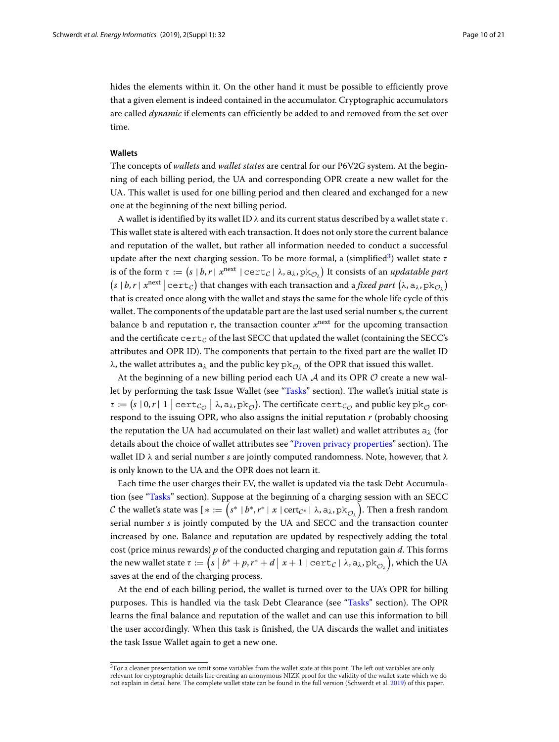hides the elements within it. On the other hand it must be possible to efficiently prove that a given element is indeed contained in the accumulator. Cryptographic accumulators are called *dynamic* if elements can efficiently be added to and removed from the set over time.

#### Wallets

The concepts of *wallets* and *wallet states* are central for our P6V2G system. At the beginning of each billing period, the UA and corresponding OPR create a new wallet for the UA. This wallet is used for one billing period and then cleared and exchanged for a new one at the beginning of the next billing period.

A wallet is identified by its wallet ID $\lambda$ and its current status described by a wallet state $\tau$. This wallet state is altered with each transaction. It does not only store the current balance and reputation of the wallet, but rather all information needed to conduct a successful update after the next charging session. To be more formal, a (simplified[3]) wallet state $\tau$ is of the form $\tau := (s \mid b, r \mid x^{\text{next}} \mid \mathtt{cert}_{\mathcal{C}} \mid \lambda, \mathtt{a}_{\lambda}, \mathtt{pk}_{\mathcal{O}_{\lambda}})$ It consists of an *updatable part* $(s \mid b, r \mid x^{\text{next}} \mid \mathtt{cert}_{\mathcal{C}})$ that changes with each transaction and a *fixed part* $(\lambda, \mathtt{a}_{\lambda}, \mathtt{pk}_{\mathcal{O}_{\lambda}})$ that is created once along with the wallet and stays the same for the whole life cycle of this wallet. The components of the updatable part are the last used serial number s, the current balance b and reputation r, the transaction counter $x^{\text{next}}$ for the upcoming transaction and the certificate $\mathtt{cert}_{\mathcal{C}}$ of the last SECC that updated the wallet (containing the SECC's attributes and OPR ID). The components that pertain to the fixed part are the wallet ID $\lambda$, the wallet attributes $\mathtt{a}_{\lambda}$ and the public key $\mathtt{pk}_{\mathcal{O}_{\lambda}}$ of the OPR that issued this wallet.

At the beginning of a new billing period each UA $\mathcal{A}$ and its OPR $\mathcal{O}$ create a new wallet by performing the task Issue Wallet (see "Tasks" section). The wallet's initial state is $\tau := (s \mid 0, r \mid 1 \mid \mathtt{cert}_{\mathcal{C}_{\mathcal{O}}} \mid \lambda, \mathtt{a}_{\lambda}, \mathtt{pk}_{\mathcal{O}})$. The certificate $\mathtt{cert}_{\mathcal{C}_{\mathcal{O}}}$ and public key $\mathtt{pk}_{\mathcal{O}}$ correspond to the issuing OPR, who also assigns the initial reputation $r$ (probably choosing the reputation the UA had accumulated on their last wallet) and wallet attributes $\mathtt{a}_{\lambda}$ (for details about the choice of wallet attributes see "Proven privacy properties" section). The wallet ID $\lambda$ and serial number $s$ are jointly computed randomness. Note, however, that $\lambda$ is only known to the UA and the OPR does not learn it.

Each time the user charges their EV, the wallet is updated via the task Debt Accumulation (see "Tasks" section). Suppose at the beginning of a charging session with an SECC $\mathcal{C}$ the wallet's state was $[* := \left(s^* \mid b^*, r^* \mid x \mid \mathrm{cert}_{\mathcal{C}^*} \mid \lambda, \mathtt{a}_{\lambda}, \mathtt{pk}_{\mathcal{O}_{\lambda}}\right)$. Then a fresh random serial number $s$ is jointly computed by the UA and SECC and the transaction counter increased by one. Balance and reputation are updated by respectively adding the total cost (price minus rewards) $p$ of the conducted charging and reputation gain $d$. This forms the new wallet state $\tau := \left(s \mid b^* + p, r^* + d \mid x + 1 \mid \mathtt{cert}_{\mathcal{C}} \mid \lambda, \mathtt{a}_{\lambda}, \mathtt{pk}_{\mathcal{O}_{\lambda}}\right)$, which the UA saves at the end of the charging process.

At the end of each billing period, the wallet is turned over to the UA's OPR for billing purposes. This is handled via the task Debt Clearance (see "Tasks" section). The OPR learns the final balance and reputation of the wallet and can use this information to bill the user accordingly. When this task is finished, the UA discards the wallet and initiates the task Issue Wallet again to get a new one.

[3] For a cleaner presentation we omit some variables from the wallet state at this point. The left out variables are only relevant for cryptographic details like creating an anonymous NIZK proof for the validity of the wallet state which we do not explain in detail here. The complete wallet state can be found in the full version (Schwerdt et al. 2019) of this paper.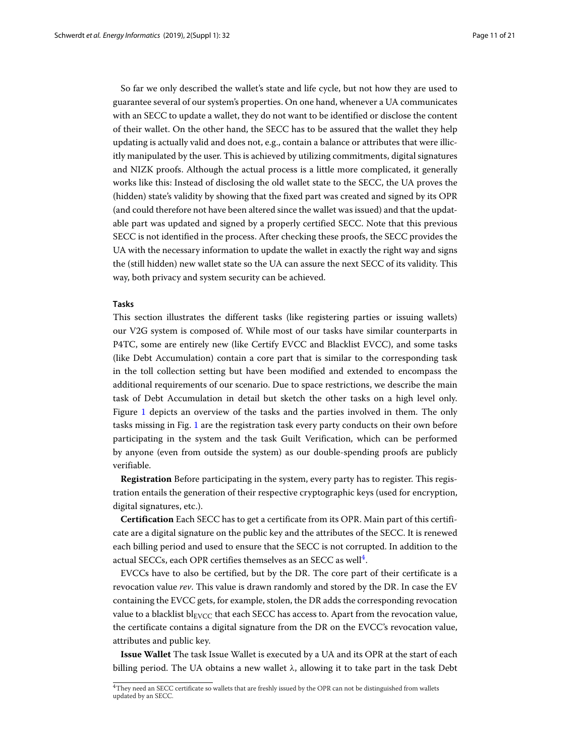So far we only described the wallet's state and life cycle, but not how they are used to guarantee several of our system's properties. On one hand, whenever a UA communicates with an SECC to update a wallet, they do not want to be identified or disclose the content of their wallet. On the other hand, the SECC has to be assured that the wallet they help updating is actually valid and does not, e.g., contain a balance or attributes that were illicitly manipulated by the user. This is achieved by utilizing commitments, digital signatures and NIZK proofs. Although the actual process is a little more complicated, it generally works like this: Instead of disclosing the old wallet state to the SECC, the UA proves the (hidden) state's validity by showing that the fixed part was created and signed by its OPR (and could therefore not have been altered since the wallet was issued) and that the updatable part was updated and signed by a properly certified SECC. Note that this previous SECC is not identified in the process. After checking these proofs, the SECC provides the UA with the necessary information to update the wallet in exactly the right way and signs the (still hidden) new wallet state so the UA can assure the next SECC of its validity. This way, both privacy and system security can be achieved.

### Tasks

This section illustrates the different tasks (like registering parties or issuing wallets) our V2G system is composed of. While most of our tasks have similar counterparts in P4TC, some are entirely new (like Certify EVCC and Blacklist EVCC), and some tasks (like Debt Accumulation) contain a core part that is similar to the corresponding task in the toll collection setting but have been modified and extended to encompass the additional requirements of our scenario. Due to space restrictions, we describe the main task of Debt Accumulation in detail but sketch the other tasks on a high level only. Figure 1 depicts an overview of the tasks and the parties involved in them. The only tasks missing in Fig. 1 are the registration task every party conducts on their own before participating in the system and the task Guilt Verification, which can be performed by anyone (even from outside the system) as our double-spending proofs are publicly verifiable.

**Registration** Before participating in the system, every party has to register. This registration entails the generation of their respective cryptographic keys (used for encryption, digital signatures, etc.).

**Certification** Each SECC has to get a certificate from its OPR. Main part of this certificate are a digital signature on the public key and the attributes of the SECC. It is renewed each billing period and used to ensure that the SECC is not corrupted. In addition to the actual SECCs, each OPR certifies themselves as an SECC as well[4].

EVCCs have to also be certified, but by the DR. The core part of their certificate is a revocation value *rev*. This value is drawn randomly and stored by the DR. In case the EV containing the EVCC gets, for example, stolen, the DR adds the corresponding revocation value to a blacklist $\mathrm{bl}_{\mathrm{EVCC}}$ that each SECC has access to. Apart from the revocation value, the certificate contains a digital signature from the DR on the EVCC's revocation value, attributes and public key.

**Issue Wallet** The task Issue Wallet is executed by a UA and its OPR at the start of each billing period. The UA obtains a new wallet $\lambda$, allowing it to take part in the task Debt

[4] They need an SECC certificate so wallets that are freshly issued by the OPR can not be distinguished from wallets updated by an SECC.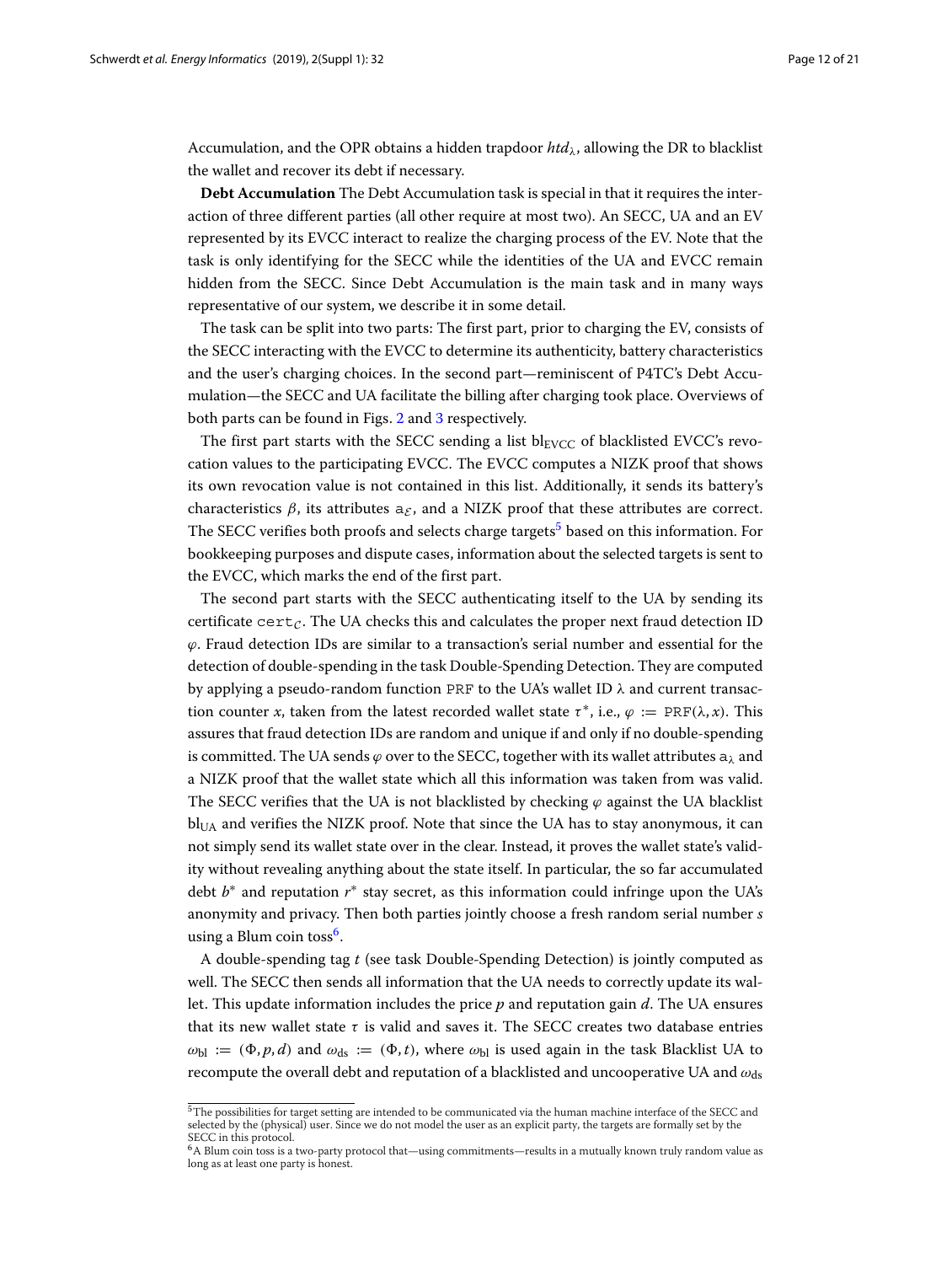Accumulation, and the OPR obtains a hidden trapdoor $htd_\lambda$, allowing the DR to blacklist the wallet and recover its debt if necessary.

**Debt Accumulation** The Debt Accumulation task is special in that it requires the interaction of three different parties (all other require at most two). An SECC, UA and an EV represented by its EVCC interact to realize the charging process of the EV. Note that the task is only identifying for the SECC while the identities of the UA and EVCC remain hidden from the SECC. Since Debt Accumulation is the main task and in many ways representative of our system, we describe it in some detail.

The task can be split into two parts: The first part, prior to charging the EV, consists of the SECC interacting with the EVCC to determine its authenticity, battery characteristics and the user's charging choices. In the second part—reminiscent of P4TC's Debt Accumulation—the SECC and UA facilitate the billing after charging took place. Overviews of both parts can be found in Figs. 2 and 3 respectively.

The first part starts with the SECC sending a list $\mathrm{bl}_{\mathrm{EVCC}}$ of blacklisted EVCC's revocation values to the participating EVCC. The EVCC computes a NIZK proof that shows its own revocation value is not contained in this list. Additionally, it sends its battery's characteristics $\beta$, its attributes $\mathtt{a}_{\mathcal{E}}$, and a NIZK proof that these attributes are correct. The SECC verifies both proofs and selects charge targets[5] based on this information. For bookkeeping purposes and dispute cases, information about the selected targets is sent to the EVCC, which marks the end of the first part.

The second part starts with the SECC authenticating itself to the UA by sending its certificate $\mathtt{cert}_{\mathcal{C}}$. The UA checks this and calculates the proper next fraud detection ID $\varphi$. Fraud detection IDs are similar to a transaction's serial number and essential for the detection of double-spending in the task Double-Spending Detection. They are computed by applying a pseudo-random function $\mathtt{PRF}$ to the UA's wallet ID $\lambda$ and current transaction counter $x$, taken from the latest recorded wallet state $\tau^*$, i.e., $\varphi := \mathtt{PRF}(\lambda, x)$. This assures that fraud detection IDs are random and unique if and only if no double-spending is committed. The UA sends $\varphi$ over to the SECC, together with its wallet attributes $\mathtt{a}_\lambda$ and a NIZK proof that the wallet state which all this information was taken from was valid. The SECC verifies that the UA is not blacklisted by checking $\varphi$ against the UA blacklist $\mathrm{bl}_{\mathrm{UA}}$ and verifies the NIZK proof. Note that since the UA has to stay anonymous, it can not simply send its wallet state over in the clear. Instead, it proves the wallet state's validity without revealing anything about the state itself. In particular, the so far accumulated debt $b^*$ and reputation $r^*$ stay secret, as this information could infringe upon the UA's anonymity and privacy. Then both parties jointly choose a fresh random serial number $s$ using a Blum coin toss[6].

A double-spending tag $t$ (see task Double-Spending Detection) is jointly computed as well. The SECC then sends all information that the UA needs to correctly update its wallet. This update information includes the price $p$ and reputation gain $d$. The UA ensures that its new wallet state $\tau$ is valid and saves it. The SECC creates two database entries $\omega_{\mathrm{bl}} := (\Phi, p, d)$ and $\omega_{\mathrm{ds}} := (\Phi, t)$, where $\omega_{\mathrm{bl}}$ is used again in the task Blacklist UA to recompute the overall debt and reputation of a blacklisted and uncooperative UA and $\omega_{\mathrm{ds}}$

---

[5] The possibilities for target setting are intended to be communicated via the human machine interface of the SECC and selected by the (physical) user. Since we do not model the user as an explicit party, the targets are formally set by the SECC in this protocol.

[6] A Blum coin toss is a two-party protocol that—using commitments—results in a mutually known truly random value as long as at least one party is honest.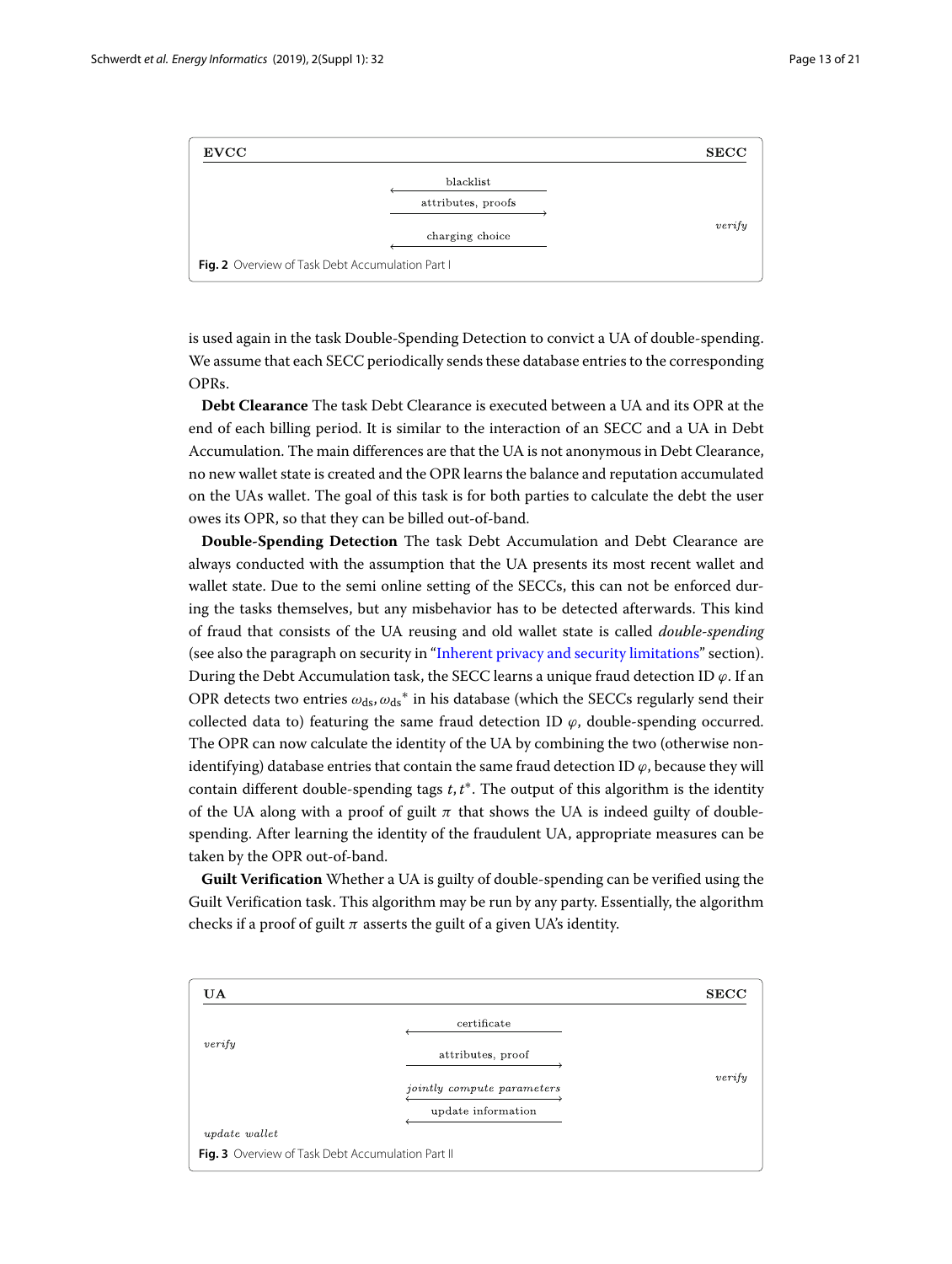| EVCC | | SECC |
|---|---|---|
| | ← blacklist | |
| | attributes, proofs → | |
| | | *verify* |
| | ← charging choice | |

**Fig. 2** Overview of Task Debt Accumulation Part I

is used again in the task Double-Spending Detection to convict a UA of double-spending. We assume that each SECC periodically sends these database entries to the corresponding OPRs.

**Debt Clearance** The task Debt Clearance is executed between a UA and its OPR at the end of each billing period. It is similar to the interaction of an SECC and a UA in Debt Accumulation. The main differences are that the UA is not anonymous in Debt Clearance, no new wallet state is created and the OPR learns the balance and reputation accumulated on the UAs wallet. The goal of this task is for both parties to calculate the debt the user owes its OPR, so that they can be billed out-of-band.

**Double-Spending Detection** The task Debt Accumulation and Debt Clearance are always conducted with the assumption that the UA presents its most recent wallet and wallet state. Due to the semi online setting of the SECCs, this can not be enforced during the tasks themselves, but any misbehavior has to be detected afterwards. This kind of fraud that consists of the UA reusing and old wallet state is called *double-spending* (see also the paragraph on security in "Inherent privacy and security limitations" section). During the Debt Accumulation task, the SECC learns a unique fraud detection ID $\varphi$. If an OPR detects two entries $\omega_{\mathrm{ds}}, {\omega_{\mathrm{ds}}}^*$ in his database (which the SECCs regularly send their collected data to) featuring the same fraud detection ID $\varphi$, double-spending occurred. The OPR can now calculate the identity of the UA by combining the two (otherwise non-identifying) database entries that contain the same fraud detection ID $\varphi$, because they will contain different double-spending tags $t, t^*$. The output of this algorithm is the identity of the UA along with a proof of guilt $\pi$ that shows the UA is indeed guilty of double-spending. After learning the identity of the fraudulent UA, appropriate measures can be taken by the OPR out-of-band.

**Guilt Verification** Whether a UA is guilty of double-spending can be verified using the Guilt Verification task. This algorithm may be run by any party. Essentially, the algorithm checks if a proof of guilt $\pi$ asserts the guilt of a given UA's identity.

| UA | | SECC |
|---|---|---|
| | ← certificate | |
| *verify* | | |
| | attributes, proof → | |
| | | *verify* |
| | ← *jointly compute parameters* → | |
| | ← update information | |
| *update wallet* | | |

**Fig. 3** Overview of Task Debt Accumulation Part II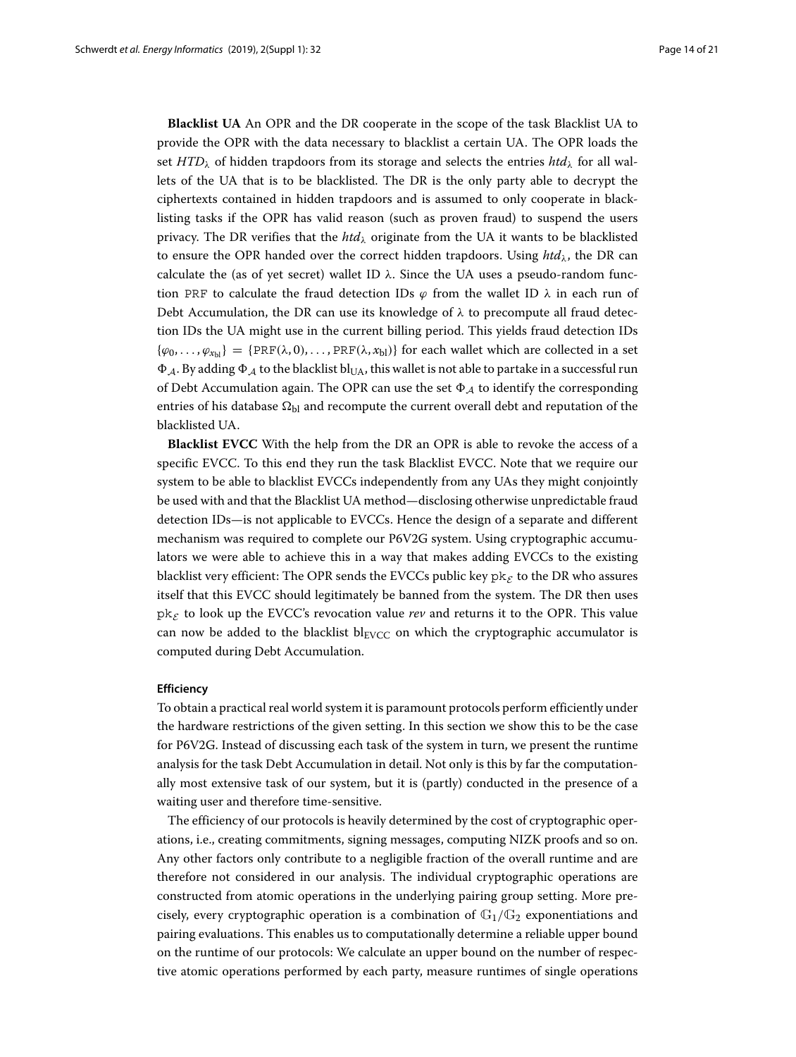**Blacklist UA** An OPR and the DR cooperate in the scope of the task Blacklist UA to provide the OPR with the data necessary to blacklist a certain UA. The OPR loads the set $HTD_\lambda$ of hidden trapdoors from its storage and selects the entries $htd_\lambda$ for all wallets of the UA that is to be blacklisted. The DR is the only party able to decrypt the ciphertexts contained in hidden trapdoors and is assumed to only cooperate in blacklisting tasks if the OPR has valid reason (such as proven fraud) to suspend the users privacy. The DR verifies that the $htd_\lambda$ originate from the UA it wants to be blacklisted to ensure the OPR handed over the correct hidden trapdoors. Using $htd_\lambda$, the DR can calculate the (as of yet secret) wallet ID $\lambda$. Since the UA uses a pseudo-random function $\mathtt{PRF}$ to calculate the fraud detection IDs $\varphi$ from the wallet ID $\lambda$ in each run of Debt Accumulation, the DR can use its knowledge of $\lambda$ to precompute all fraud detection IDs the UA might use in the current billing period. This yields fraud detection IDs $\{\varphi_0, \ldots, \varphi_{x_{\text{bl}}}\} = \{\mathtt{PRF}(\lambda, 0), \ldots, \mathtt{PRF}(\lambda, x_{\text{bl}})\}$ for each wallet which are collected in a set $\Phi_{\mathcal{A}}$. By adding $\Phi_{\mathcal{A}}$ to the blacklist $\text{bl}_{\text{UA}}$, this wallet is not able to partake in a successful run of Debt Accumulation again. The OPR can use the set $\Phi_{\mathcal{A}}$ to identify the corresponding entries of his database $\Omega_{\text{bl}}$ and recompute the current overall debt and reputation of the blacklisted UA.

**Blacklist EVCC** With the help from the DR an OPR is able to revoke the access of a specific EVCC. To this end they run the task Blacklist EVCC. Note that we require our system to be able to blacklist EVCCs independently from any UAs they might conjointly be used with and that the Blacklist UA method—disclosing otherwise unpredictable fraud detection IDs—is not applicable to EVCCs. Hence the design of a separate and different mechanism was required to complete our P6V2G system. Using cryptographic accumulators we were able to achieve this in a way that makes adding EVCCs to the existing blacklist very efficient: The OPR sends the EVCCs public key $\mathtt{pk}_{\mathcal{E}}$ to the DR who assures itself that this EVCC should legitimately be banned from the system. The DR then uses $\mathtt{pk}_{\mathcal{E}}$ to look up the EVCC's revocation value *rev* and returns it to the OPR. This value can now be added to the blacklist $\text{bl}_{\text{EVCC}}$ on which the cryptographic accumulator is computed during Debt Accumulation.

#### Efficiency

To obtain a practical real world system it is paramount protocols perform efficiently under the hardware restrictions of the given setting. In this section we show this to be the case for P6V2G. Instead of discussing each task of the system in turn, we present the runtime analysis for the task Debt Accumulation in detail. Not only is this by far the computationally most extensive task of our system, but it is (partly) conducted in the presence of a waiting user and therefore time-sensitive.

The efficiency of our protocols is heavily determined by the cost of cryptographic operations, i.e., creating commitments, signing messages, computing NIZK proofs and so on. Any other factors only contribute to a negligible fraction of the overall runtime and are therefore not considered in our analysis. The individual cryptographic operations are constructed from atomic operations in the underlying pairing group setting. More precisely, every cryptographic operation is a combination of $\mathbb{G}_1/\mathbb{G}_2$ exponentiations and pairing evaluations. This enables us to computationally determine a reliable upper bound on the runtime of our protocols: We calculate an upper bound on the number of respective atomic operations performed by each party, measure runtimes of single operations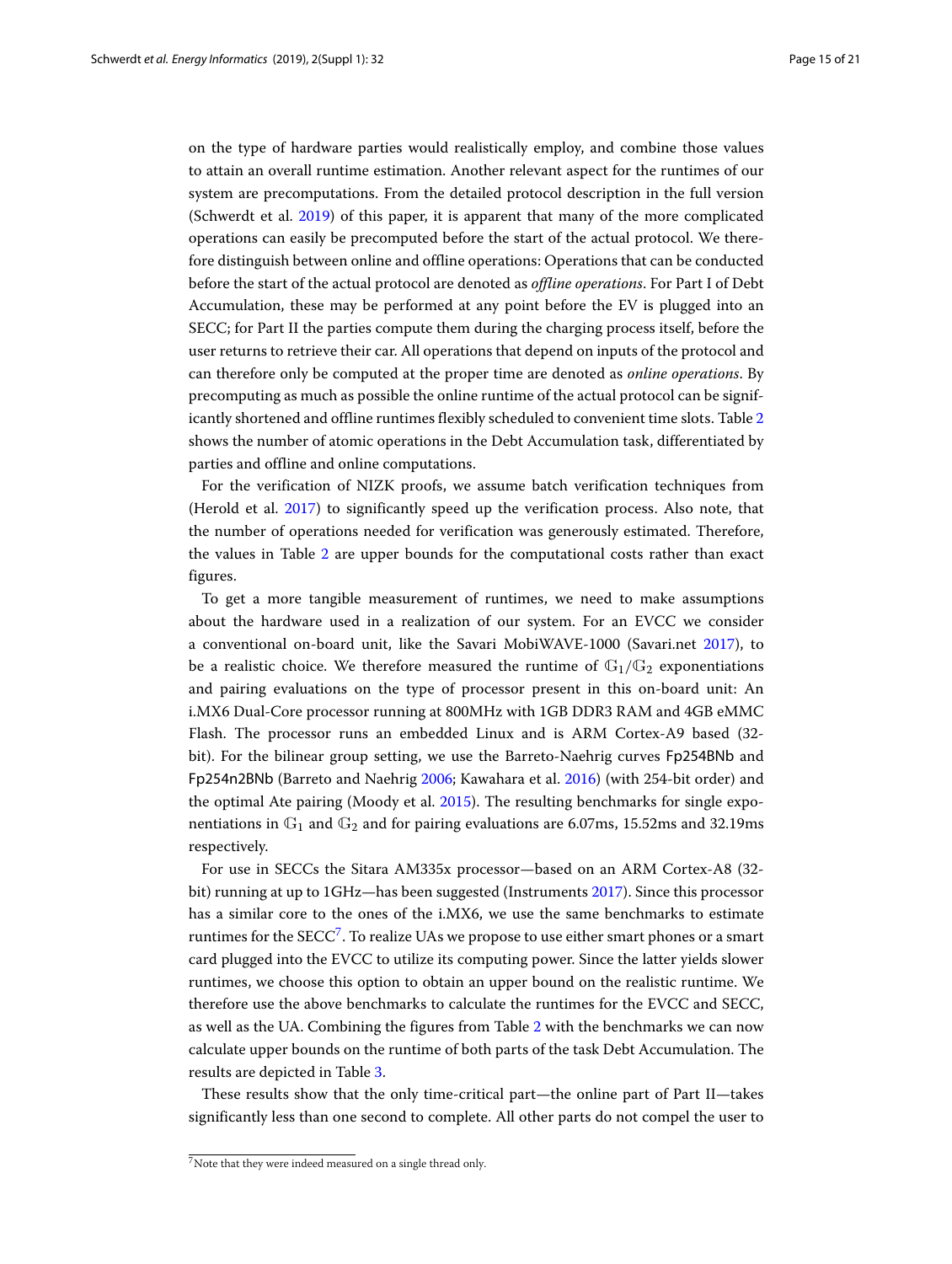on the type of hardware parties would realistically employ, and combine those values to attain an overall runtime estimation. Another relevant aspect for the runtimes of our system are precomputations. From the detailed protocol description in the full version (Schwerdt et al. 2019) of this paper, it is apparent that many of the more complicated operations can easily be precomputed before the start of the actual protocol. We therefore distinguish between online and offline operations: Operations that can be conducted before the start of the actual protocol are denoted as *offline operations*. For Part I of Debt Accumulation, these may be performed at any point before the EV is plugged into an SECC; for Part II the parties compute them during the charging process itself, before the user returns to retrieve their car. All operations that depend on inputs of the protocol and can therefore only be computed at the proper time are denoted as *online operations*. By precomputing as much as possible the online runtime of the actual protocol can be significantly shortened and offline runtimes flexibly scheduled to convenient time slots. Table 2 shows the number of atomic operations in the Debt Accumulation task, differentiated by parties and offline and online computations.

For the verification of NIZK proofs, we assume batch verification techniques from (Herold et al. 2017) to significantly speed up the verification process. Also note, that the number of operations needed for verification was generously estimated. Therefore, the values in Table 2 are upper bounds for the computational costs rather than exact figures.

To get a more tangible measurement of runtimes, we need to make assumptions about the hardware used in a realization of our system. For an EVCC we consider a conventional on-board unit, like the Savari MobiWAVE-1000 (Savari.net 2017), to be a realistic choice. We therefore measured the runtime of $\mathbb{G}_1/\mathbb{G}_2$ exponentiations and pairing evaluations on the type of processor present in this on-board unit: An i.MX6 Dual-Core processor running at 800MHz with 1GB DDR3 RAM and 4GB eMMC Flash. The processor runs an embedded Linux and is ARM Cortex-A9 based (32-bit). For the bilinear group setting, we use the Barreto-Naehrig curves Fp254BNb and Fp254n2BNb (Barreto and Naehrig 2006; Kawahara et al. 2016) (with 254-bit order) and the optimal Ate pairing (Moody et al. 2015). The resulting benchmarks for single exponentiations in $\mathbb{G}_1$ and $\mathbb{G}_2$ and for pairing evaluations are 6.07ms, 15.52ms and 32.19ms respectively.

For use in SECCs the Sitara AM335x processor—based on an ARM Cortex-A8 (32-bit) running at up to 1GHz—has been suggested (Instruments 2017). Since this processor has a similar core to the ones of the i.MX6, we use the same benchmarks to estimate runtimes for the SECC[7]. To realize UAs we propose to use either smart phones or a smart card plugged into the EVCC to utilize its computing power. Since the latter yields slower runtimes, we choose this option to obtain an upper bound on the realistic runtime. We therefore use the above benchmarks to calculate the runtimes for the EVCC and SECC, as well as the UA. Combining the figures from Table 2 with the benchmarks we can now calculate upper bounds on the runtime of both parts of the task Debt Accumulation. The results are depicted in Table 3.

These results show that the only time-critical part—the online part of Part II—takes significantly less than one second to complete. All other parts do not compel the user to

[7] Note that they were indeed measured on a single thread only.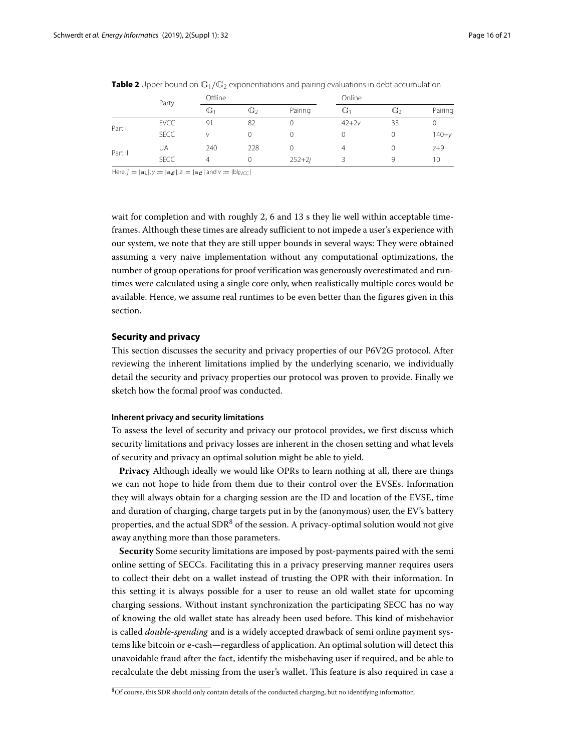**Table 2** Upper bound on $\mathbb{G}_1/\mathbb{G}_2$ exponentiations and pairing evaluations in debt accumulation

| | Party | Offline | | | Online | | |
|---|---|---|---|---|---|---|---|
| | | $\mathbb{G}_1$ | $\mathbb{G}_2$ | Pairing | $\mathbb{G}_1$ | $\mathbb{G}_2$ | Pairing |
| Part I | EVCC | 91 | 82 | 0 | $42+2v$ | 33 | 0 |
| | SECC | $v$ | 0 | 0 | 0 | 0 | $140+y$ |
| Part II | UA | 240 | 228 | 0 | 4 | 0 | $z+9$ |
| | SECC | 4 | 0 | $252+2j$ | 3 | 9 | 10 |

Here, $j := |\mathsf{a}_\lambda|$, $y := |\mathsf{a}_{\mathcal{E}}|$, $z := |\mathsf{a}_{\mathcal{C}}|$ and $v := |\mathsf{bl}_{\mathrm{EVCC}}|$

wait for completion and with roughly 2, 6 and 13 s they lie well within acceptable timeframes. Although these times are already sufficient to not impede a user's experience with our system, we note that they are still upper bounds in several ways: They were obtained assuming a very naive implementation without any computational optimizations, the number of group operations for proof verification was generously overestimated and runtimes were calculated using a single core only, when realistically multiple cores would be available. Hence, we assume real runtimes to be even better than the figures given in this section.

## Security and privacy

This section discusses the security and privacy properties of our P6V2G protocol. After reviewing the inherent limitations implied by the underlying scenario, we individually detail the security and privacy properties our protocol was proven to provide. Finally we sketch how the formal proof was conducted.

### Inherent privacy and security limitations

To assess the level of security and privacy our protocol provides, we first discuss which security limitations and privacy losses are inherent in the chosen setting and what levels of security and privacy an optimal solution might be able to yield.

**Privacy** Although ideally we would like OPRs to learn nothing at all, there are things we can not hope to hide from them due to their control over the EVSEs. Information they will always obtain for a charging session are the ID and location of the EVSE, time and duration of charging, charge targets put in by the (anonymous) user, the EV's battery properties, and the actual SDR[8] of the session. A privacy-optimal solution would not give away anything more than those parameters.

**Security** Some security limitations are imposed by post-payments paired with the semi online setting of SECCs. Facilitating this in a privacy preserving manner requires users to collect their debt on a wallet instead of trusting the OPR with their information. In this setting it is always possible for a user to reuse an old wallet state for upcoming charging sessions. Without instant synchronization the participating SECC has no way of knowing the old wallet state has already been used before. This kind of misbehavior is called *double-spending* and is a widely accepted drawback of semi online payment systems like bitcoin or e-cash—regardless of application. An optimal solution will detect this unavoidable fraud after the fact, identify the misbehaving user if required, and be able to recalculate the debt missing from the user's wallet. This feature is also required in case a

[8] Of course, this SDR should only contain details of the conducted charging, but no identifying information.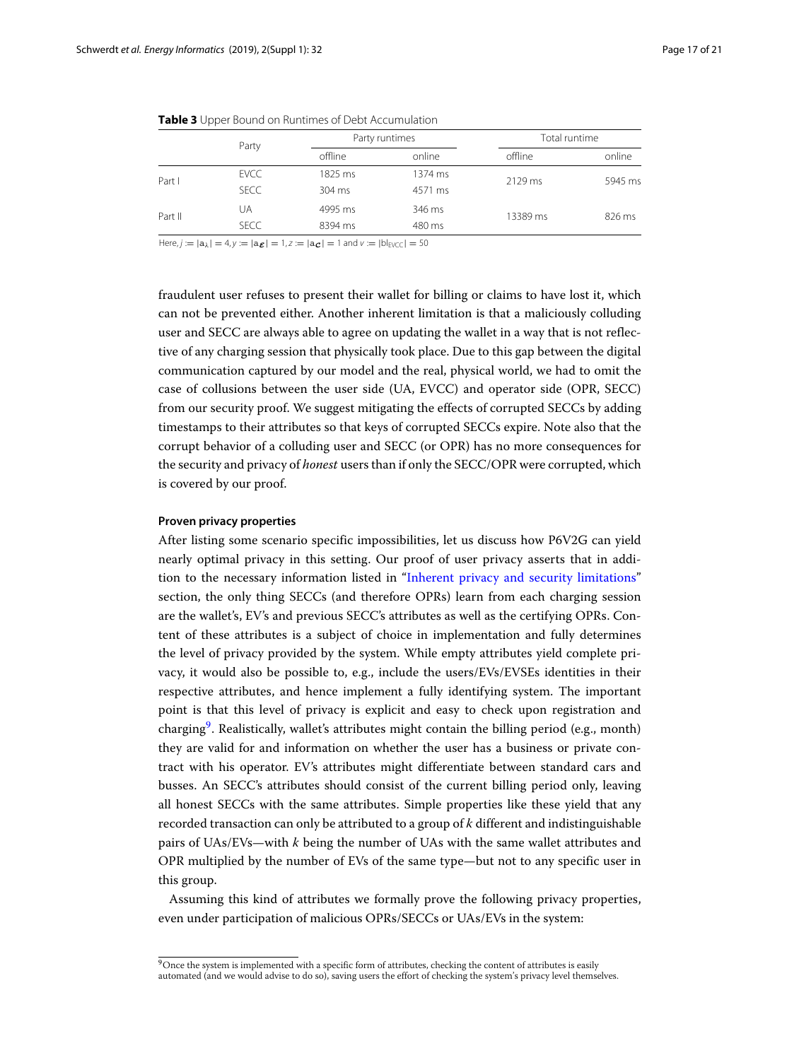**Table 3** Upper Bound on Runtimes of Debt Accumulation

| | Party | Party runtimes | | Total runtime | |
|---|---|---|---|---|---|
| | | offline | online | offline | online |
| Part I | EVCC | 1825 ms | 1374 ms | 2129 ms | 5945 ms |
| | SECC | 304 ms | 4571 ms | | |
| Part II | UA | 4995 ms | 346 ms | 13389 ms | 826 ms |
| | SECC | 8394 ms | 480 ms | | |

Here, $j := |\mathsf{a}_\lambda| = 4, y := |\mathsf{a}_\mathcal{E}| = 1, z := |\mathsf{a}_\mathcal{C}| = 1$ and $v := |\mathsf{bl}_{\mathsf{EVCC}}| = 50$

fraudulent user refuses to present their wallet for billing or claims to have lost it, which can not be prevented either. Another inherent limitation is that a maliciously colluding user and SECC are always able to agree on updating the wallet in a way that is not reflective of any charging session that physically took place. Due to this gap between the digital communication captured by our model and the real, physical world, we had to omit the case of collusions between the user side (UA, EVCC) and operator side (OPR, SECC) from our security proof. We suggest mitigating the effects of corrupted SECCs by adding timestamps to their attributes so that keys of corrupted SECCs expire. Note also that the corrupt behavior of a colluding user and SECC (or OPR) has no more consequences for the security and privacy of *honest* users than if only the SECC/OPR were corrupted, which is covered by our proof.

#### Proven privacy properties

After listing some scenario specific impossibilities, let us discuss how P6V2G can yield nearly optimal privacy in this setting. Our proof of user privacy asserts that in addition to the necessary information listed in "Inherent privacy and security limitations" section, the only thing SECCs (and therefore OPRs) learn from each charging session are the wallet's, EV's and previous SECC's attributes as well as the certifying OPRs. Content of these attributes is a subject of choice in implementation and fully determines the level of privacy provided by the system. While empty attributes yield complete privacy, it would also be possible to, e.g., include the users/EVs/EVSEs identities in their respective attributes, and hence implement a fully identifying system. The important point is that this level of privacy is explicit and easy to check upon registration and charging[9]. Realistically, wallet's attributes might contain the billing period (e.g., month) they are valid for and information on whether the user has a business or private contract with his operator. EV's attributes might differentiate between standard cars and busses. An SECC's attributes should consist of the current billing period only, leaving all honest SECCs with the same attributes. Simple properties like these yield that any recorded transaction can only be attributed to a group of *k* different and indistinguishable pairs of UAs/EVs—with *k* being the number of UAs with the same wallet attributes and OPR multiplied by the number of EVs of the same type—but not to any specific user in this group.

Assuming this kind of attributes we formally prove the following privacy properties, even under participation of malicious OPRs/SECCs or UAs/EVs in the system:

[9] Once the system is implemented with a specific form of attributes, checking the content of attributes is easily automated (and we would advise to do so), saving users the effort of checking the system's privacy level themselves.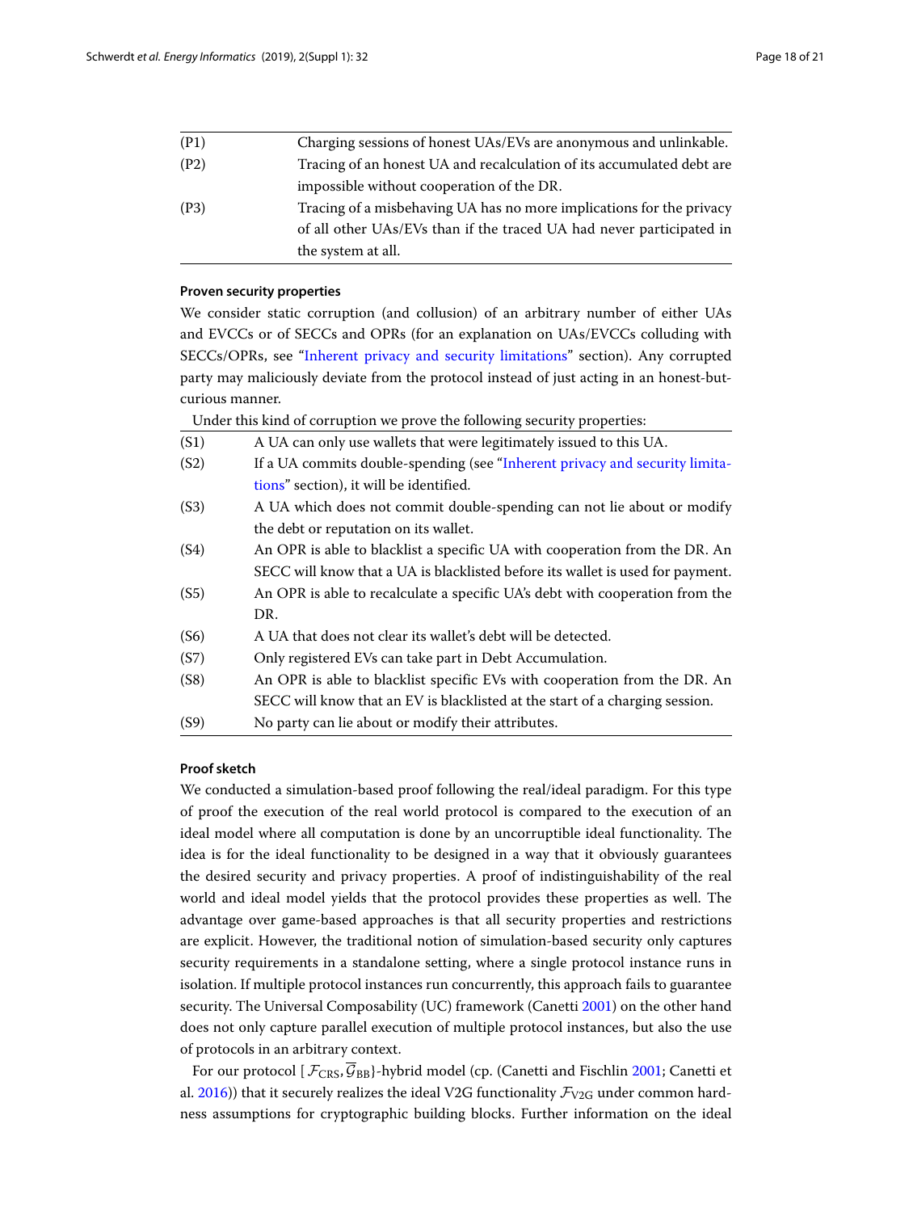| | |
|---|---|
| (P1) | Charging sessions of honest UAs/EVs are anonymous and unlinkable. |
| (P2) | Tracing of an honest UA and recalculation of its accumulated debt are impossible without cooperation of the DR. |
| (P3) | Tracing of a misbehaving UA has no more implications for the privacy of all other UAs/EVs than if the traced UA had never participated in the system at all. |

#### Proven security properties

We consider static corruption (and collusion) of an arbitrary number of either UAs and EVCCs or of SECCs and OPRs (for an explanation on UAs/EVCCs colluding with SECCs/OPRs, see "Inherent privacy and security limitations" section). Any corrupted party may maliciously deviate from the protocol instead of just acting in an honest-but-curious manner.

Under this kind of corruption we prove the following security properties:

| | |
|---|---|
| (S1) | A UA can only use wallets that were legitimately issued to this UA. |
| (S2) | If a UA commits double-spending (see "Inherent privacy and security limitations" section), it will be identified. |
| (S3) | A UA which does not commit double-spending can not lie about or modify the debt or reputation on its wallet. |
| (S4) | An OPR is able to blacklist a specific UA with cooperation from the DR. An SECC will know that a UA is blacklisted before its wallet is used for payment. |
| (S5) | An OPR is able to recalculate a specific UA's debt with cooperation from the DR. |
| (S6) | A UA that does not clear its wallet's debt will be detected. |
| (S7) | Only registered EVs can take part in Debt Accumulation. |
| (S8) | An OPR is able to blacklist specific EVs with cooperation from the DR. An SECC will know that an EV is blacklisted at the start of a charging session. |
| (S9) | No party can lie about or modify their attributes. |

#### Proof sketch

We conducted a simulation-based proof following the real/ideal paradigm. For this type of proof the execution of the real world protocol is compared to the execution of an ideal model where all computation is done by an uncorruptible ideal functionality. The idea is for the ideal functionality to be designed in a way that it obviously guarantees the desired security and privacy properties. A proof of indistinguishability of the real world and ideal model yields that the protocol provides these properties as well. The advantage over game-based approaches is that all security properties and restrictions are explicit. However, the traditional notion of simulation-based security only captures security requirements in a standalone setting, where a single protocol instance runs in isolation. If multiple protocol instances run concurrently, this approach fails to guarantee security. The Universal Composability (UC) framework (Canetti 2001) on the other hand does not only capture parallel execution of multiple protocol instances, but also the use of protocols in an arbitrary context.

For our protocol $\{\mathcal{F}_{\mathrm{CRS}}, \overline{\mathcal{G}}_{\mathrm{BB}}\}$-hybrid model (cp. (Canetti and Fischlin 2001; Canetti et al. 2016)) that it securely realizes the ideal V2G functionality $\mathcal{F}_{\mathrm{V2G}}$ under common hardness assumptions for cryptographic building blocks. Further information on the ideal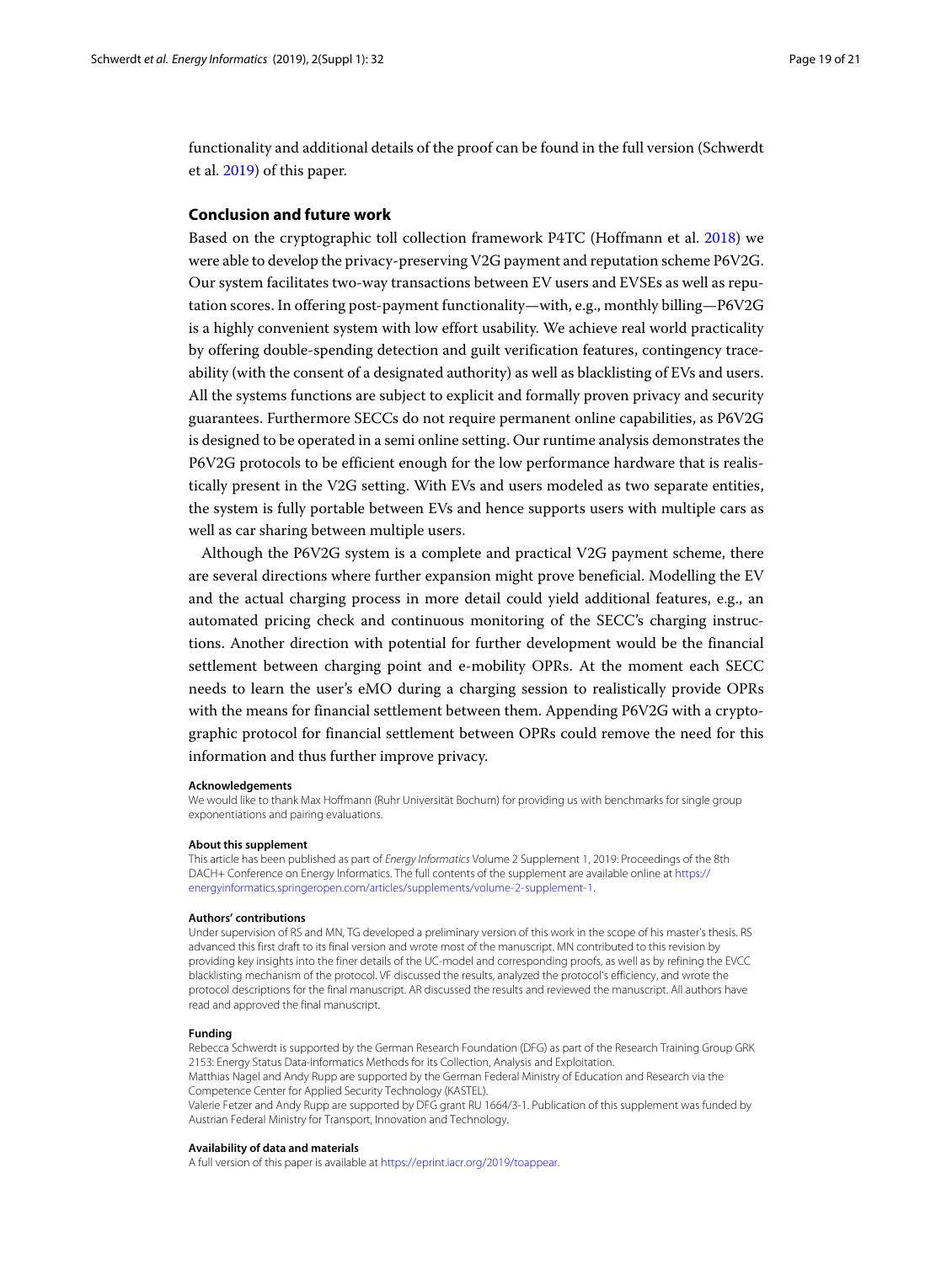functionality and additional details of the proof can be found in the full version (Schwerdt et al. 2019) of this paper.

## Conclusion and future work

Based on the cryptographic toll collection framework P4TC (Hoffmann et al. 2018) we were able to develop the privacy-preserving V2G payment and reputation scheme P6V2G. Our system facilitates two-way transactions between EV users and EVSEs as well as reputation scores. In offering post-payment functionality—with, e.g., monthly billing—P6V2G is a highly convenient system with low effort usability. We achieve real world practicality by offering double-spending detection and guilt verification features, contingency traceability (with the consent of a designated authority) as well as blacklisting of EVs and users. All the systems functions are subject to explicit and formally proven privacy and security guarantees. Furthermore SECCs do not require permanent online capabilities, as P6V2G is designed to be operated in a semi online setting. Our runtime analysis demonstrates the P6V2G protocols to be efficient enough for the low performance hardware that is realistically present in the V2G setting. With EVs and users modeled as two separate entities, the system is fully portable between EVs and hence supports users with multiple cars as well as car sharing between multiple users.

Although the P6V2G system is a complete and practical V2G payment scheme, there are several directions where further expansion might prove beneficial. Modelling the EV and the actual charging process in more detail could yield additional features, e.g., an automated pricing check and continuous monitoring of the SECC's charging instructions. Another direction with potential for further development would be the financial settlement between charging point and e-mobility OPRs. At the moment each SECC needs to learn the user's eMO during a charging session to realistically provide OPRs with the means for financial settlement between them. Appending P6V2G with a cryptographic protocol for financial settlement between OPRs could remove the need for this information and thus further improve privacy.

#### Acknowledgements

We would like to thank Max Hoffmann (Ruhr Universität Bochum) for providing us with benchmarks for single group exponentiations and pairing evaluations.

#### About this supplement

This article has been published as part of *Energy Informatics* Volume 2 Supplement 1, 2019: Proceedings of the 8th DACH+ Conference on Energy Informatics. The full contents of the supplement are available online at https://energyinformatics.springeropen.com/articles/supplements/volume-2-supplement-1.

#### Authors' contributions

Under supervision of RS and MN, TG developed a preliminary version of this work in the scope of his master's thesis. RS advanced this first draft to its final version and wrote most of the manuscript. MN contributed to this revision by providing key insights into the finer details of the UC-model and corresponding proofs, as well as by refining the EVCC blacklisting mechanism of the protocol. VF discussed the results, analyzed the protocol's efficiency, and wrote the protocol descriptions for the final manuscript. AR discussed the results and reviewed the manuscript. All authors have read and approved the final manuscript.

#### Funding

Rebecca Schwerdt is supported by the German Research Foundation (DFG) as part of the Research Training Group GRK 2153: Energy Status Data-Informatics Methods for its Collection, Analysis and Exploitation.
Matthias Nagel and Andy Rupp are supported by the German Federal Ministry of Education and Research via the Competence Center for Applied Security Technology (KASTEL).
Valerie Fetzer and Andy Rupp are supported by DFG grant RU 1664/3-1. Publication of this supplement was funded by Austrian Federal Ministry for Transport, Innovation and Technology.

#### Availability of data and materials

A full version of this paper is available at https://eprint.iacr.org/2019/toappear.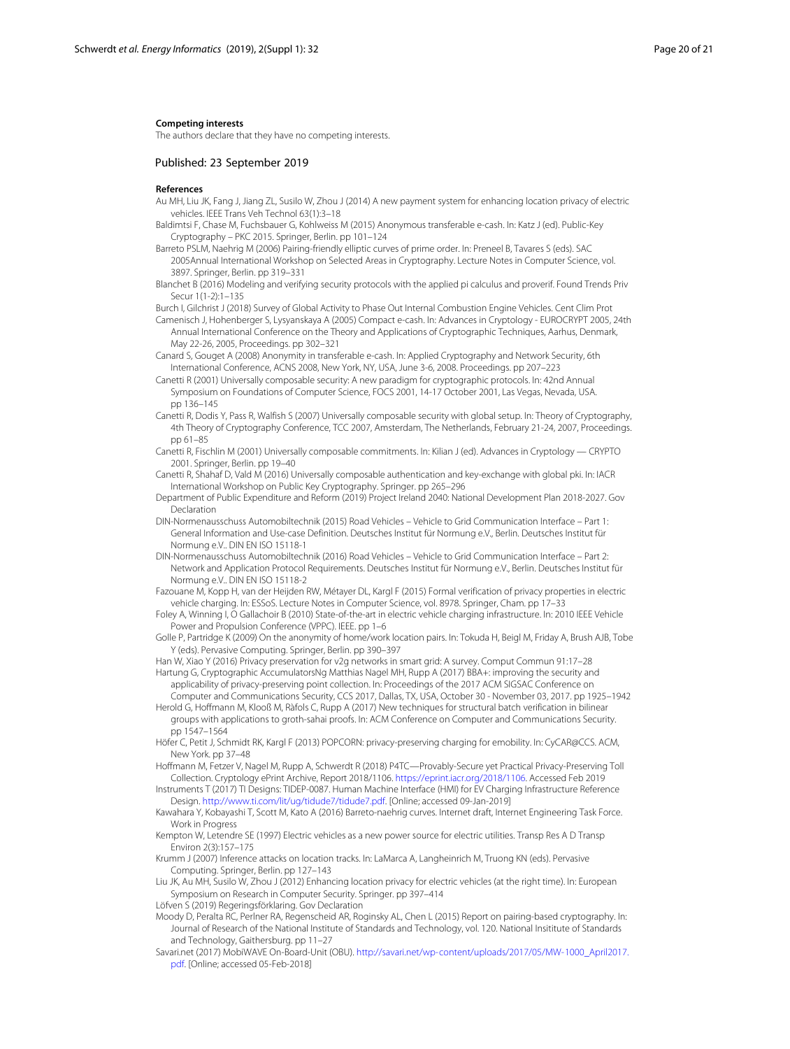**Competing interests**

The authors declare that they have no competing interests.

Published: 23 September 2019

**References**

Au MH, Liu JK, Fang J, Jiang ZL, Susilo W, Zhou J (2014) A new payment system for enhancing location privacy of electric vehicles. IEEE Trans Veh Technol 63(1):3–18

Baldimtsi F, Chase M, Fuchsbauer G, Kohlweiss M (2015) Anonymous transferable e-cash. In: Katz J (ed). Public-Key Cryptography – PKC 2015. Springer, Berlin. pp 101–124

Barreto PSLM, Naehrig M (2006) Pairing-friendly elliptic curves of prime order. In: Preneel B, Tavares S (eds). SAC 2005Annual International Workshop on Selected Areas in Cryptography. Lecture Notes in Computer Science, vol. 3897. Springer, Berlin. pp 319–331

Blanchet B (2016) Modeling and verifying security protocols with the applied pi calculus and proverif. Found Trends Priv Secur 1(1-2):1–135

Burch I, Gilchrist J (2018) Survey of Global Activity to Phase Out Internal Combustion Engine Vehicles. Cent Clim Prot

Camenisch J, Hohenberger S, Lysyanskaya A (2005) Compact e-cash. In: Advances in Cryptology - EUROCRYPT 2005, 24th Annual International Conference on the Theory and Applications of Cryptographic Techniques, Aarhus, Denmark, May 22-26, 2005, Proceedings. pp 302–321

Canard S, Gouget A (2008) Anonymity in transferable e-cash. In: Applied Cryptography and Network Security, 6th International Conference, ACNS 2008, New York, NY, USA, June 3-6, 2008. Proceedings. pp 207–223

Canetti R (2001) Universally composable security: A new paradigm for cryptographic protocols. In: 42nd Annual Symposium on Foundations of Computer Science, FOCS 2001, 14-17 October 2001, Las Vegas, Nevada, USA. pp 136–145

Canetti R, Dodis Y, Pass R, Walfish S (2007) Universally composable security with global setup. In: Theory of Cryptography, 4th Theory of Cryptography Conference, TCC 2007, Amsterdam, The Netherlands, February 21-24, 2007, Proceedings. pp 61–85

Canetti R, Fischlin M (2001) Universally composable commitments. In: Kilian J (ed). Advances in Cryptology — CRYPTO 2001. Springer, Berlin. pp 19–40

Canetti R, Shahaf D, Vald M (2016) Universally composable authentication and key-exchange with global pki. In: IACR International Workshop on Public Key Cryptography. Springer. pp 265–296

Department of Public Expenditure and Reform (2019) Project Ireland 2040: National Development Plan 2018-2027. Gov Declaration

DIN-Normenausschuss Automobiltechnik (2015) Road Vehicles – Vehicle to Grid Communication Interface – Part 1: General Information and Use-case Definition. Deutsches Institut für Normung e.V., Berlin. Deutsches Institut für Normung e.V.. DIN EN ISO 15118-1

DIN-Normenausschuss Automobiltechnik (2016) Road Vehicles – Vehicle to Grid Communication Interface – Part 2: Network and Application Protocol Requirements. Deutsches Institut für Normung e.V., Berlin. Deutsches Institut für Normung e.V.. DIN EN ISO 15118-2

Fazouane M, Kopp H, van der Heijden RW, Métayer DL, Kargl F (2015) Formal verification of privacy properties in electric vehicle charging. In: ESSoS. Lecture Notes in Computer Science, vol. 8978. Springer, Cham. pp 17–33

Foley A, Winning I, O Gallachoir B (2010) State-of-the-art in electric vehicle charging infrastructure. In: 2010 IEEE Vehicle Power and Propulsion Conference (VPPC). IEEE. pp 1–6

Golle P, Partridge K (2009) On the anonymity of home/work location pairs. In: Tokuda H, Beigl M, Friday A, Brush AJB, Tobe Y (eds). Pervasive Computing. Springer, Berlin. pp 390–397

Han W, Xiao Y (2016) Privacy preservation for v2g networks in smart grid: A survey. Comput Commun 91:17–28

Hartung G, Cryptographic AccumulatorsNg Matthias Nagel MH, Rupp A (2017) BBA+: improving the security and applicability of privacy-preserving point collection. In: Proceedings of the 2017 ACM SIGSAC Conference on Computer and Communications Security, CCS 2017, Dallas, TX, USA, October 30 - November 03, 2017. pp 1925–1942

Herold G, Hoffmann M, Klooß M, Ràfols C, Rupp A (2017) New techniques for structural batch verification in bilinear groups with applications to groth-sahai proofs. In: ACM Conference on Computer and Communications Security. pp 1547–1564

Höfer C, Petit J, Schmidt RK, Kargl F (2013) POPCORN: privacy-preserving charging for emobility. In: CyCAR@CCS. ACM, New York. pp 37–48

Hoffmann M, Fetzer V, Nagel M, Rupp A, Schwerdt R (2018) P4TC—Provably-Secure yet Practical Privacy-Preserving Toll Collection. Cryptology ePrint Archive, Report 2018/1106. https://eprint.iacr.org/2018/1106. Accessed Feb 2019

Instruments T (2017) TI Designs: TIDEP-0087. Human Machine Interface (HMI) for EV Charging Infrastructure Reference Design. http://www.ti.com/lit/ug/tidude7/tidude7.pdf. [Online; accessed 09-Jan-2019]

Kawahara Y, Kobayashi T, Scott M, Kato A (2016) Barreto-naehrig curves. Internet draft, Internet Engineering Task Force. Work in Progress

Kempton W, Letendre SE (1997) Electric vehicles as a new power source for electric utilities. Transp Res A D Transp Environ 2(3):157–175

Krumm J (2007) Inference attacks on location tracks. In: LaMarca A, Langheinrich M, Truong KN (eds). Pervasive Computing. Springer, Berlin. pp 127–143

Liu JK, Au MH, Susilo W, Zhou J (2012) Enhancing location privacy for electric vehicles (at the right time). In: European Symposium on Research in Computer Security. Springer. pp 397–414

Löfven S (2019) Regeringsförklaring. Gov Declaration

Moody D, Peralta RC, Perlner RA, Regenscheid AR, Roginsky AL, Chen L (2015) Report on pairing-based cryptography. In: Journal of Research of the National Institute of Standards and Technology, vol. 120. National Insititute of Standards and Technology, Gaithersburg. pp 11–27

Savari.net (2017) MobiWAVE On-Board-Unit (OBU). http://savari.net/wp-content/uploads/2017/05/MW-1000_April2017.pdf. [Online; accessed 05-Feb-2018]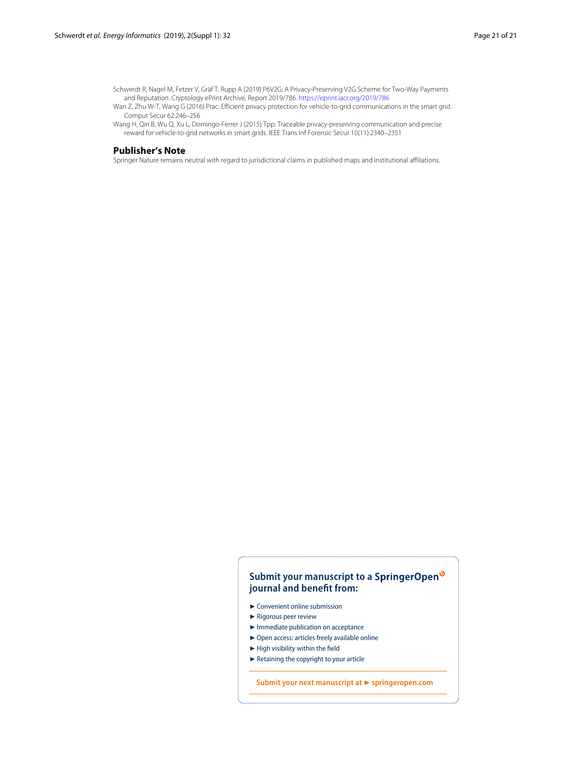Schwerdt R, Nagel M, Fetzer V, Gräf T, Rupp A (2019) P6V2G: A Privacy-Preserving V2G Scheme for Two-Way Payments and Reputation. Cryptology ePrint Archive, Report 2019/786. https://eprint.iacr.org/2019/786

Wan Z, Zhu W-T, Wang G (2016) Prac: Efficient privacy protection for vehicle-to-grid communications in the smart grid. Comput Secur 62:246–256

Wang H, Qin B, Wu Q, Xu L, Domingo-Ferrer J (2015) Tpp: Traceable privacy-preserving communication and precise reward for vehicle-to-grid networks in smart grids. IEEE Trans Inf Forensic Secur 10(11):2340–2351

## Publisher's Note

Springer Nature remains neutral with regard to jurisdictional claims in published maps and institutional affiliations.

**Submit your manuscript to a SpringerOpen journal and benefit from:**

- ► Convenient online submission
- ► Rigorous peer review
- ► Immediate publication on acceptance
- ► Open access: articles freely available online
- ► High visibility within the field
- ► Retaining the copyright to your article

**Submit your next manuscript at ► springeropen.com**